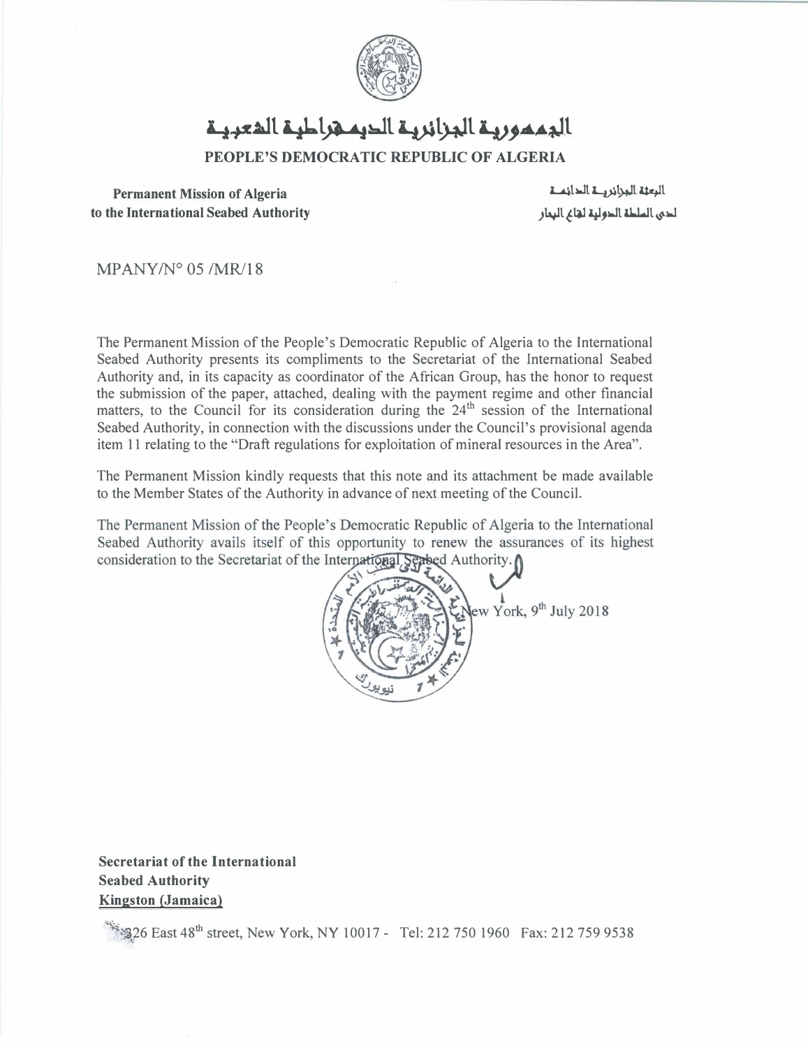# الجمهورية الجزائرية الديمقراطية الشعبية

**PEOPLE'S DEMOCRATIC REPUBLIC OF ALGERIA**

**Permanent Mission of Algeria**
**to the International Seabed Authority**

البعثة الجزائرية الدائمة
لدى السلطة الدولية لقاع البحار

MPANY/N° 05 /MR/18

The Permanent Mission of the People's Democratic Republic of Algeria to the International Seabed Authority presents its compliments to the Secretariat of the International Seabed Authority and, in its capacity as coordinator of the African Group, has the honor to request the submission of the paper, attached, dealing with the payment regime and other financial matters, to the Council for its consideration during the 24th session of the International Seabed Authority, in connection with the discussions under the Council's provisional agenda item 11 relating to the "Draft regulations for exploitation of mineral resources in the Area".

The Permanent Mission kindly requests that this note and its attachment be made available to the Member States of the Authority in advance of next meeting of the Council.

The Permanent Mission of the People's Democratic Republic of Algeria to the International Seabed Authority avails itself of this opportunity to renew the assurances of its highest consideration to the Secretariat of the International Seabed Authority.

New York, 9th July 2018

**Secretariat of the International**
**Seabed Authority**
**Kingston (Jamaica)**

326 East 48th street, New York, NY 10017 - Tel: 212 750 1960 Fax: 212 759 9538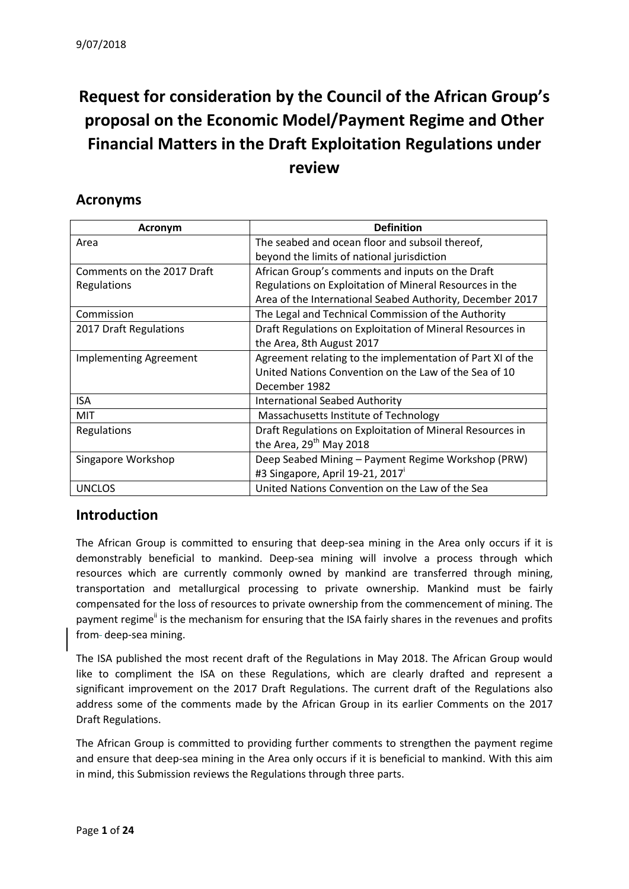9/07/2018

# Request for consideration by the Council of the African Group's proposal on the Economic Model/Payment Regime and Other Financial Matters in the Draft Exploitation Regulations under review

## Acronyms

| Acronym | Definition |
|---|---|
| Area | The seabed and ocean floor and subsoil thereof, beyond the limits of national jurisdiction |
| Comments on the 2017 Draft Regulations | African Group's comments and inputs on the Draft Regulations on Exploitation of Mineral Resources in the Area of the International Seabed Authority, December 2017 |
| Commission | The Legal and Technical Commission of the Authority |
| 2017 Draft Regulations | Draft Regulations on Exploitation of Mineral Resources in the Area, 8th August 2017 |
| Implementing Agreement | Agreement relating to the implementation of Part XI of the United Nations Convention on the Law of the Sea of 10 December 1982 |
| ISA | International Seabed Authority |
| MIT | Massachusetts Institute of Technology |
| Regulations | Draft Regulations on Exploitation of Mineral Resources in the Area, 29th May 2018 |
| Singapore Workshop | Deep Seabed Mining – Payment Regime Workshop (PRW) #3 Singapore, April 19-21, 2017[i] |
| UNCLOS | United Nations Convention on the Law of the Sea |

## Introduction

The African Group is committed to ensuring that deep-sea mining in the Area only occurs if it is demonstrably beneficial to mankind. Deep-sea mining will involve a process through which resources which are currently commonly owned by mankind are transferred through mining, transportation and metallurgical processing to private ownership. Mankind must be fairly compensated for the loss of resources to private ownership from the commencement of mining. The payment regime[ii] is the mechanism for ensuring that the ISA fairly shares in the revenues and profits from deep-sea mining.

The ISA published the most recent draft of the Regulations in May 2018. The African Group would like to compliment the ISA on these Regulations, which are clearly drafted and represent a significant improvement on the 2017 Draft Regulations. The current draft of the Regulations also address some of the comments made by the African Group in its earlier Comments on the 2017 Draft Regulations.

The African Group is committed to providing further comments to strengthen the payment regime and ensure that deep-sea mining in the Area only occurs if it is beneficial to mankind. With this aim in mind, this Submission reviews the Regulations through three parts.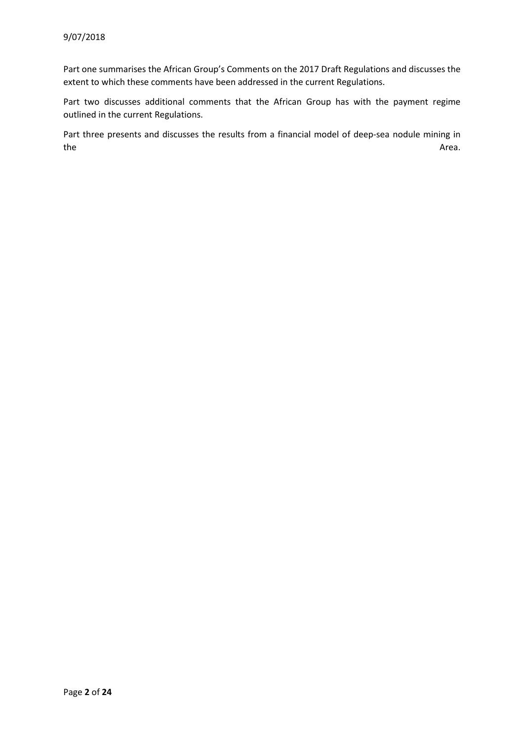Part one summarises the African Group's Comments on the 2017 Draft Regulations and discusses the extent to which these comments have been addressed in the current Regulations.

Part two discusses additional comments that the African Group has with the payment regime outlined in the current Regulations.

Part three presents and discusses the results from a financial model of deep-sea nodule mining in the Area.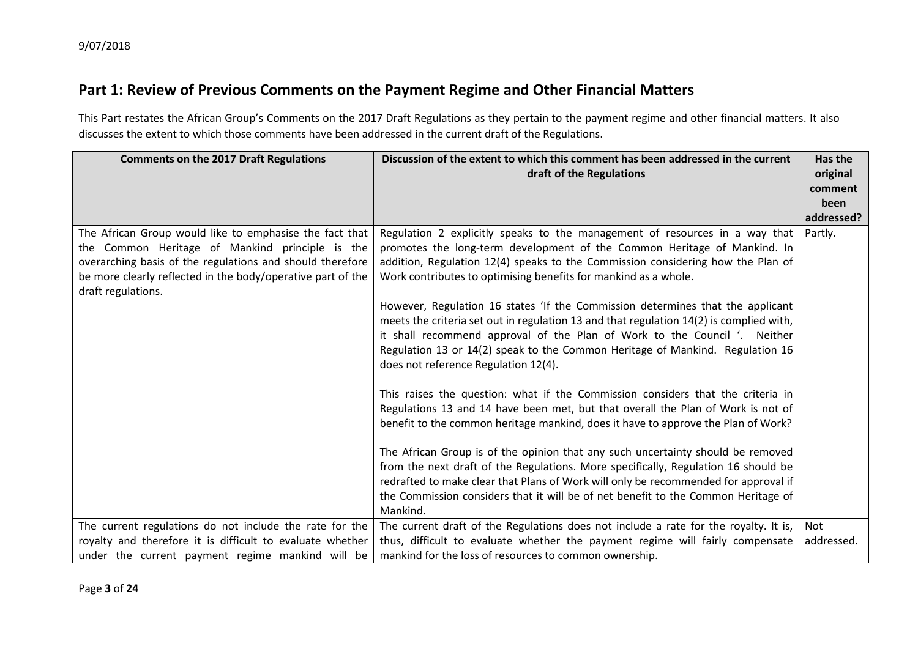## Part 1: Review of Previous Comments on the Payment Regime and Other Financial Matters

This Part restates the African Group's Comments on the 2017 Draft Regulations as they pertain to the payment regime and other financial matters. It also discusses the extent to which those comments have been addressed in the current draft of the Regulations.

| Comments on the 2017 Draft Regulations | Discussion of the extent to which this comment has been addressed in the current draft of the Regulations | Has the original comment been addressed? |
|---|---|---|
| The African Group would like to emphasise the fact that the Common Heritage of Mankind principle is the overarching basis of the regulations and should therefore be more clearly reflected in the body/operative part of the draft regulations. | Regulation 2 explicitly speaks to the management of resources in a way that promotes the long-term development of the Common Heritage of Mankind. In addition, Regulation 12(4) speaks to the Commission considering how the Plan of Work contributes to optimising benefits for mankind as a whole.<br><br>However, Regulation 16 states 'If the Commission determines that the applicant meets the criteria set out in regulation 13 and that regulation 14(2) is complied with, it shall recommend approval of the Plan of Work to the Council '. Neither Regulation 13 or 14(2) speak to the Common Heritage of Mankind. Regulation 16 does not reference Regulation 12(4).<br><br>This raises the question: what if the Commission considers that the criteria in Regulations 13 and 14 have been met, but that overall the Plan of Work is not of benefit to the common heritage mankind, does it have to approve the Plan of Work?<br><br>The African Group is of the opinion that any such uncertainty should be removed from the next draft of the Regulations. More specifically, Regulation 16 should be redrafted to make clear that Plans of Work will only be recommended for approval if the Commission considers that it will be of net benefit to the Common Heritage of Mankind. | Partly. |
| The current regulations do not include the rate for the royalty and therefore it is difficult to evaluate whether under the current payment regime mankind will be | The current draft of the Regulations does not include a rate for the royalty. It is, thus, difficult to evaluate whether the payment regime will fairly compensate mankind for the loss of resources to common ownership. | Not addressed. |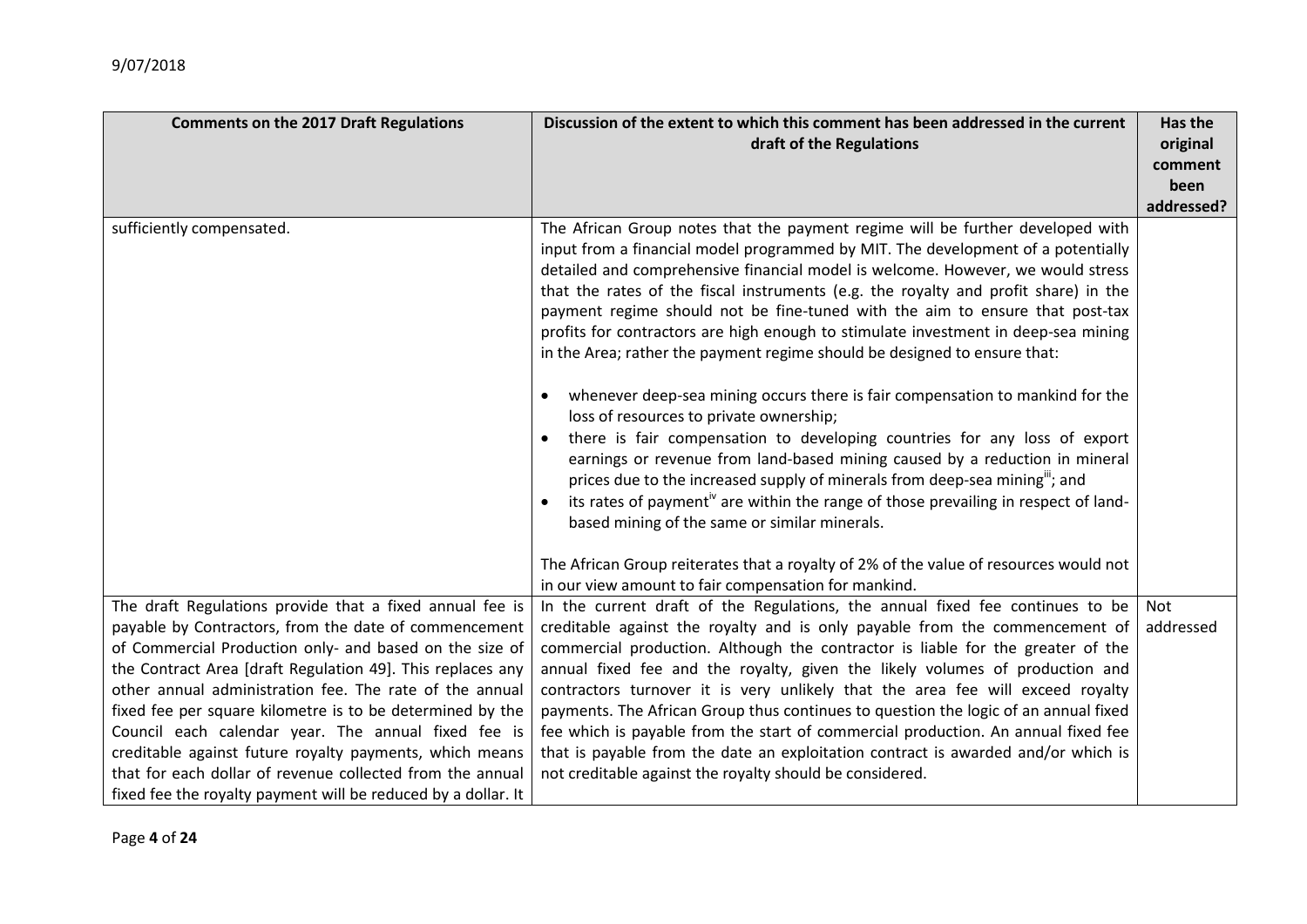| Comments on the 2017 Draft Regulations | Discussion of the extent to which this comment has been addressed in the current draft of the Regulations | Has the original comment been addressed? |
|---|---|---|
| sufficiently compensated. | The African Group notes that the payment regime will be further developed with input from a financial model programmed by MIT. The development of a potentially detailed and comprehensive financial model is welcome. However, we would stress that the rates of the fiscal instruments (e.g. the royalty and profit share) in the payment regime should not be fine-tuned with the aim to ensure that post-tax profits for contractors are high enough to stimulate investment in deep-sea mining in the Area; rather the payment regime should be designed to ensure that:<br><br>• whenever deep-sea mining occurs there is fair compensation to mankind for the loss of resources to private ownership;<br>• there is fair compensation to developing countries for any loss of export earnings or revenue from land-based mining caused by a reduction in mineral prices due to the increased supply of minerals from deep-sea mining[iii]; and<br>• its rates of payment[iv] are within the range of those prevailing in respect of land-based mining of the same or similar minerals.<br><br>The African Group reiterates that a royalty of 2% of the value of resources would not in our view amount to fair compensation for mankind. | |
| The draft Regulations provide that a fixed annual fee is payable by Contractors, from the date of commencement of Commercial Production only- and based on the size of the Contract Area [draft Regulation 49]. This replaces any other annual administration fee. The rate of the annual fixed fee per square kilometre is to be determined by the Council each calendar year. The annual fixed fee is creditable against future royalty payments, which means that for each dollar of revenue collected from the annual fixed fee the royalty payment will be reduced by a dollar. It | In the current draft of the Regulations, the annual fixed fee continues to be creditable against the royalty and is only payable from the commencement of commercial production. Although the contractor is liable for the greater of the annual fixed fee and the royalty, given the likely volumes of production and contractors turnover it is very unlikely that the area fee will exceed royalty payments. The African Group thus continues to question the logic of an annual fixed fee which is payable from the start of commercial production. An annual fixed fee that is payable from the date an exploitation contract is awarded and/or which is not creditable against the royalty should be considered. | Not addressed |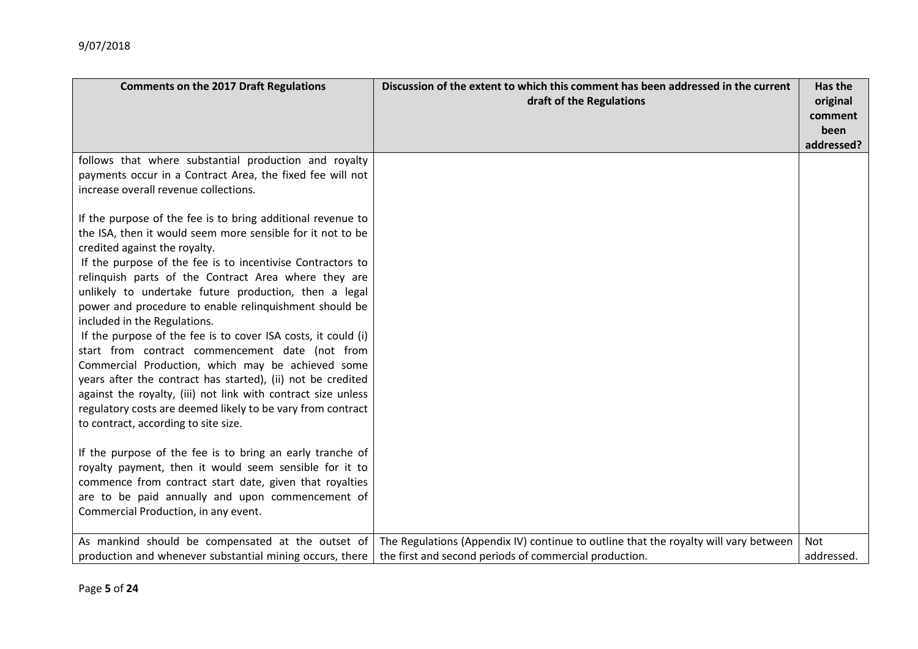| Comments on the 2017 Draft Regulations | Discussion of the extent to which this comment has been addressed in the current draft of the Regulations | Has the original comment been addressed? |
|---|---|---|
| follows that where substantial production and royalty payments occur in a Contract Area, the fixed fee will not increase overall revenue collections.<br><br>If the purpose of the fee is to bring additional revenue to the ISA, then it would seem more sensible for it not to be credited against the royalty.<br>If the purpose of the fee is to incentivise Contractors to relinquish parts of the Contract Area where they are unlikely to undertake future production, then a legal power and procedure to enable relinquishment should be included in the Regulations.<br>If the purpose of the fee is to cover ISA costs, it could (i) start from contract commencement date (not from Commercial Production, which may be achieved some years after the contract has started), (ii) not be credited against the royalty, (iii) not link with contract size unless regulatory costs are deemed likely to be vary from contract to contract, according to site size.<br><br>If the purpose of the fee is to bring an early tranche of royalty payment, then it would seem sensible for it to commence from contract start date, given that royalties are to be paid annually and upon commencement of Commercial Production, in any event. | | |
| As mankind should be compensated at the outset of production and whenever substantial mining occurs, there | The Regulations (Appendix IV) continue to outline that the royalty will vary between the first and second periods of commercial production. | Not addressed. |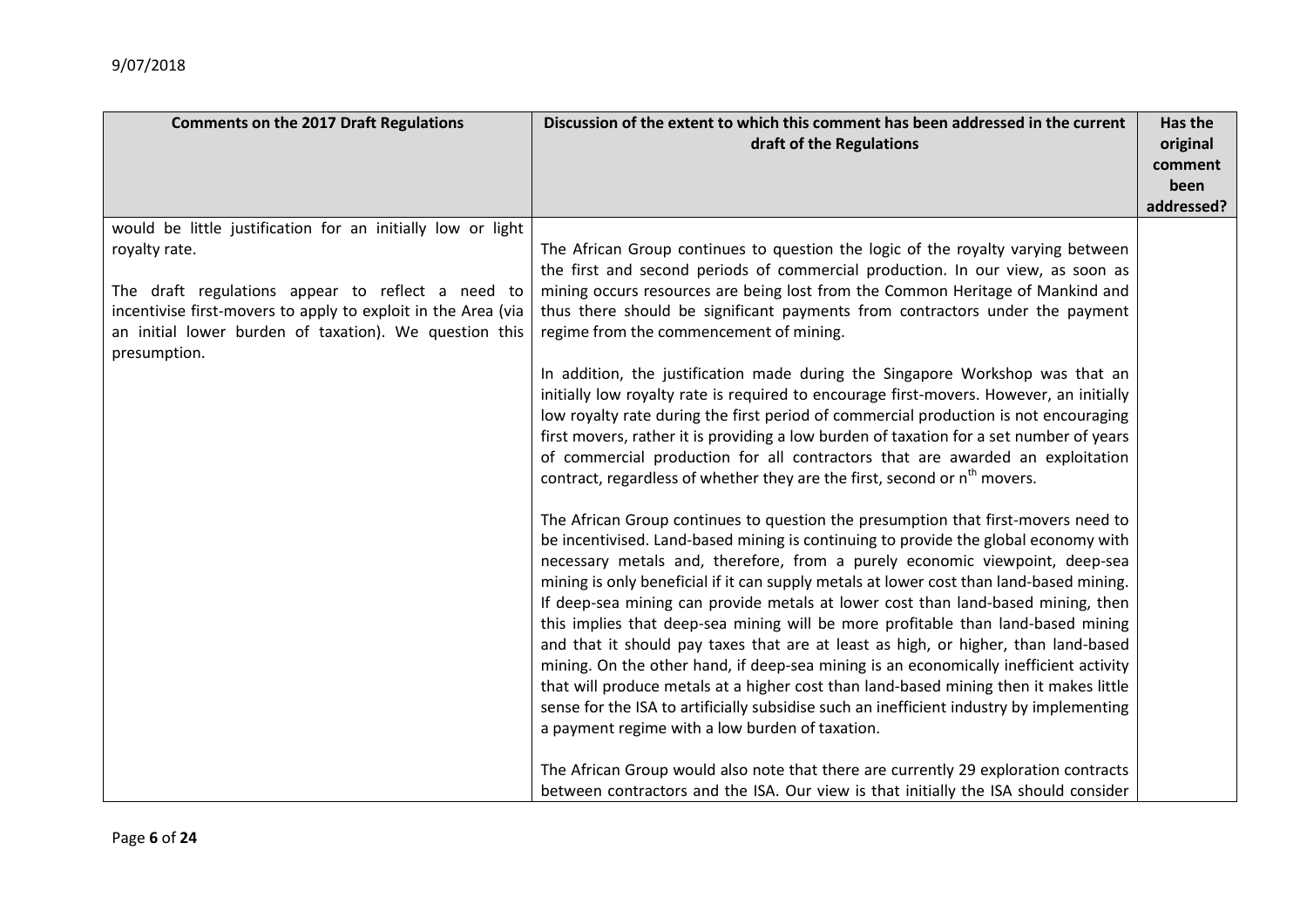| Comments on the 2017 Draft Regulations | Discussion of the extent to which this comment has been addressed in the current draft of the Regulations | Has the original comment been addressed? |
|---|---|---|
| would be little justification for an initially low or light royalty rate.<br><br>The draft regulations appear to reflect a need to incentivise first-movers to apply to exploit in the Area (via an initial lower burden of taxation). We question this presumption. | The African Group continues to question the logic of the royalty varying between the first and second periods of commercial production. In our view, as soon as mining occurs resources are being lost from the Common Heritage of Mankind and thus there should be significant payments from contractors under the payment regime from the commencement of mining.<br><br>In addition, the justification made during the Singapore Workshop was that an initially low royalty rate is required to encourage first-movers. However, an initially low royalty rate during the first period of commercial production is not encouraging first movers, rather it is providing a low burden of taxation for a set number of years of commercial production for all contractors that are awarded an exploitation contract, regardless of whether they are the first, second or $n^{th}$ movers.<br><br>The African Group continues to question the presumption that first-movers need to be incentivised. Land-based mining is continuing to provide the global economy with necessary metals and, therefore, from a purely economic viewpoint, deep-sea mining is only beneficial if it can supply metals at lower cost than land-based mining. If deep-sea mining can provide metals at lower cost than land-based mining, then this implies that deep-sea mining will be more profitable than land-based mining and that it should pay taxes that are at least as high, or higher, than land-based mining. On the other hand, if deep-sea mining is an economically inefficient activity that will produce metals at a higher cost than land-based mining then it makes little sense for the ISA to artificially subsidise such an inefficient industry by implementing a payment regime with a low burden of taxation.<br><br>The African Group would also note that there are currently 29 exploration contracts between contractors and the ISA. Our view is that initially the ISA should consider | |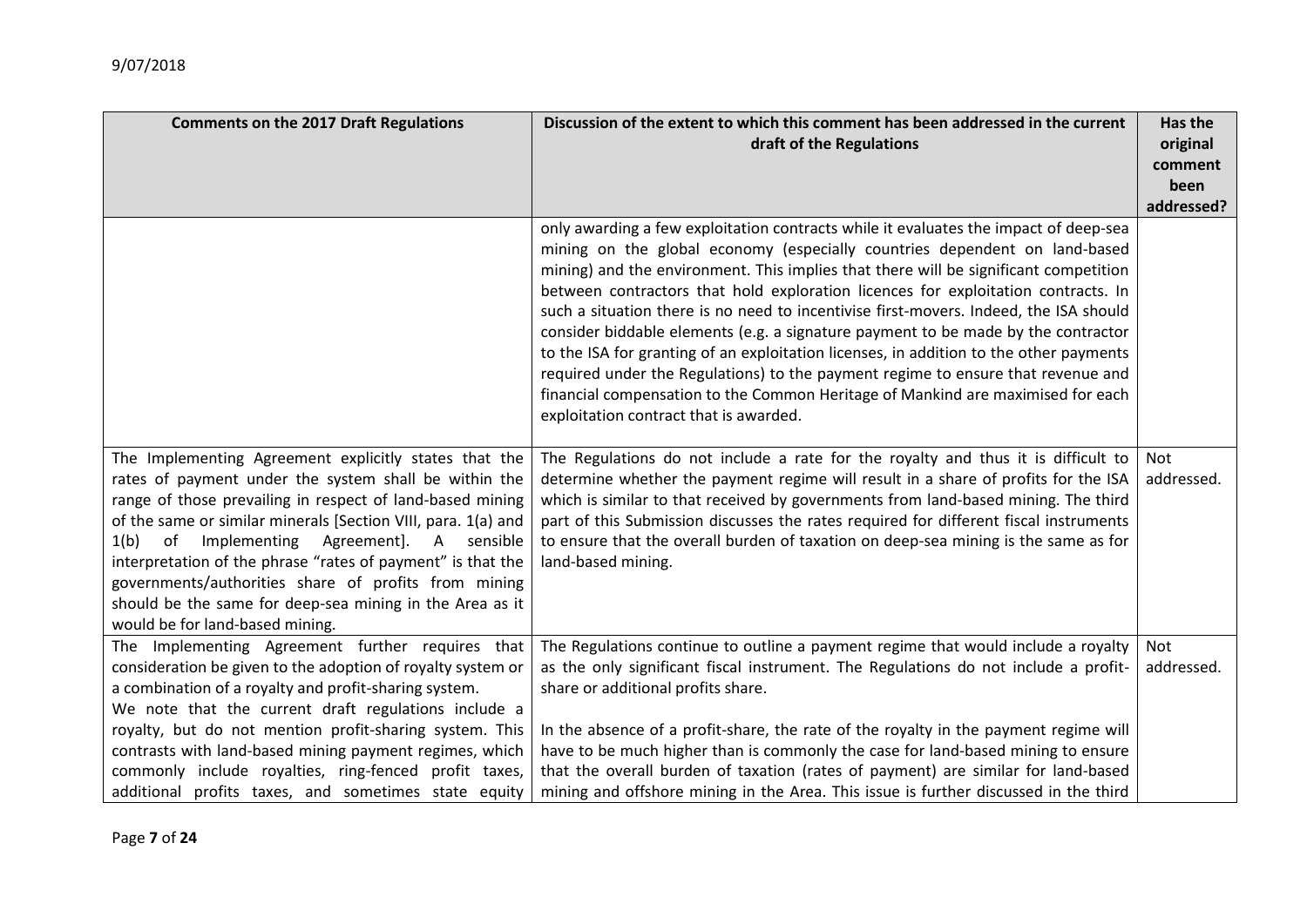| Comments on the 2017 Draft Regulations | Discussion of the extent to which this comment has been addressed in the current draft of the Regulations | Has the original comment been addressed? |
|---|---|---|
| | only awarding a few exploitation contracts while it evaluates the impact of deep-sea mining on the global economy (especially countries dependent on land-based mining) and the environment. This implies that there will be significant competition between contractors that hold exploration licences for exploitation contracts. In such a situation there is no need to incentivise first-movers. Indeed, the ISA should consider biddable elements (e.g. a signature payment to be made by the contractor to the ISA for granting of an exploitation licenses, in addition to the other payments required under the Regulations) to the payment regime to ensure that revenue and financial compensation to the Common Heritage of Mankind are maximised for each exploitation contract that is awarded. | |
| The Implementing Agreement explicitly states that the rates of payment under the system shall be within the range of those prevailing in respect of land-based mining of the same or similar minerals [Section VIII, para. 1(a) and 1(b) of Implementing Agreement]. A sensible interpretation of the phrase "rates of payment" is that the governments/authorities share of profits from mining should be the same for deep-sea mining in the Area as it would be for land-based mining. | The Regulations do not include a rate for the royalty and thus it is difficult to determine whether the payment regime will result in a share of profits for the ISA which is similar to that received by governments from land-based mining. The third part of this Submission discusses the rates required for different fiscal instruments to ensure that the overall burden of taxation on deep-sea mining is the same as for land-based mining. | Not addressed. |
| The Implementing Agreement further requires that consideration be given to the adoption of royalty system or a combination of a royalty and profit-sharing system.<br>We note that the current draft regulations include a royalty, but do not mention profit-sharing system. This contrasts with land-based mining payment regimes, which commonly include royalties, ring-fenced profit taxes, additional profits taxes, and sometimes state equity | The Regulations continue to outline a payment regime that would include a royalty as the only significant fiscal instrument. The Regulations do not include a profit-share or additional profits share.<br><br>In the absence of a profit-share, the rate of the royalty in the payment regime will have to be much higher than is commonly the case for land-based mining to ensure that the overall burden of taxation (rates of payment) are similar for land-based mining and offshore mining in the Area. This issue is further discussed in the third | Not addressed. |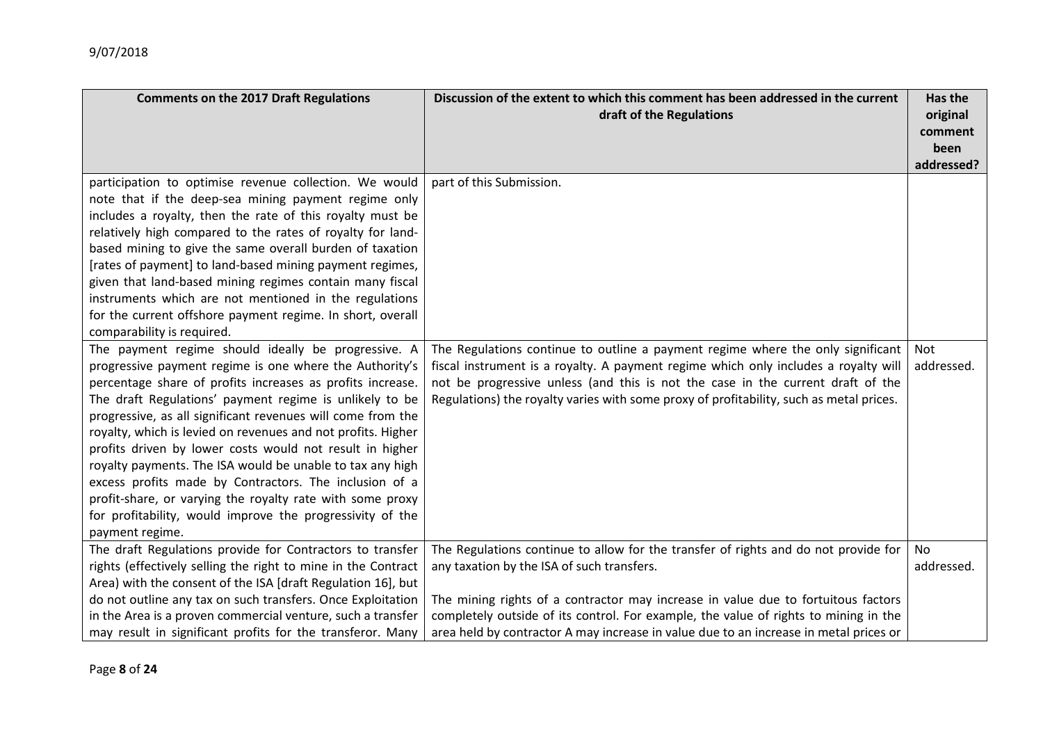| Comments on the 2017 Draft Regulations | Discussion of the extent to which this comment has been addressed in the current draft of the Regulations | Has the original comment been addressed? |
|---|---|---|
| participation to optimise revenue collection. We would note that if the deep-sea mining payment regime only includes a royalty, then the rate of this royalty must be relatively high compared to the rates of royalty for land-based mining to give the same overall burden of taxation [rates of payment] to land-based mining payment regimes, given that land-based mining regimes contain many fiscal instruments which are not mentioned in the regulations for the current offshore payment regime. In short, overall comparability is required. | part of this Submission. | |
| The payment regime should ideally be progressive. A progressive payment regime is one where the Authority's percentage share of profits increases as profits increase. The draft Regulations' payment regime is unlikely to be progressive, as all significant revenues will come from the royalty, which is levied on revenues and not profits. Higher profits driven by lower costs would not result in higher royalty payments. The ISA would be unable to tax any high excess profits made by Contractors. The inclusion of a profit-share, or varying the royalty rate with some proxy for profitability, would improve the progressivity of the payment regime. | The Regulations continue to outline a payment regime where the only significant fiscal instrument is a royalty. A payment regime which only includes a royalty will not be progressive unless (and this is not the case in the current draft of the Regulations) the royalty varies with some proxy of profitability, such as metal prices. | Not addressed. |
| The draft Regulations provide for Contractors to transfer rights (effectively selling the right to mine in the Contract Area) with the consent of the ISA [draft Regulation 16], but do not outline any tax on such transfers. Once Exploitation in the Area is a proven commercial venture, such a transfer may result in significant profits for the transferor. Many | The Regulations continue to allow for the transfer of rights and do not provide for any taxation by the ISA of such transfers.<br><br>The mining rights of a contractor may increase in value due to fortuitous factors completely outside of its control. For example, the value of rights to mining in the area held by contractor A may increase in value due to an increase in metal prices or | No addressed. |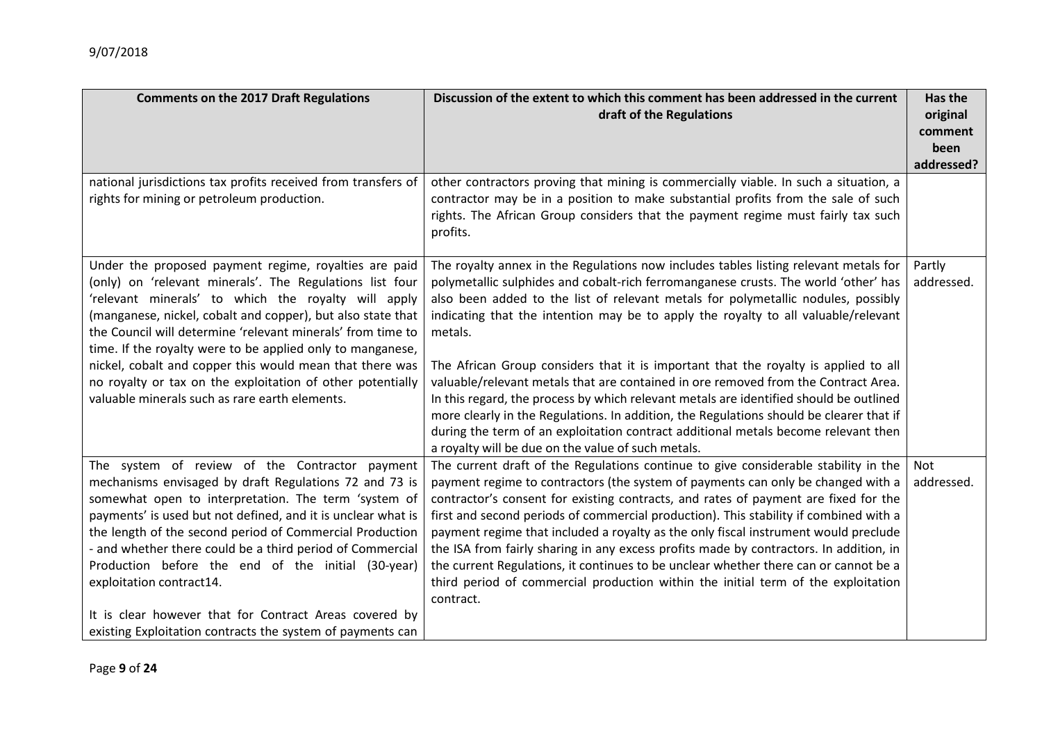| Comments on the 2017 Draft Regulations | Discussion of the extent to which this comment has been addressed in the current draft of the Regulations | Has the original comment been addressed? |
|---|---|---|
| national jurisdictions tax profits received from transfers of rights for mining or petroleum production. | other contractors proving that mining is commercially viable. In such a situation, a contractor may be in a position to make substantial profits from the sale of such rights. The African Group considers that the payment regime must fairly tax such profits. | |
| Under the proposed payment regime, royalties are paid (only) on 'relevant minerals'. The Regulations list four 'relevant minerals' to which the royalty will apply (manganese, nickel, cobalt and copper), but also state that the Council will determine 'relevant minerals' from time to time. If the royalty were to be applied only to manganese, nickel, cobalt and copper this would mean that there was no royalty or tax on the exploitation of other potentially valuable minerals such as rare earth elements. | The royalty annex in the Regulations now includes tables listing relevant metals for polymetallic sulphides and cobalt-rich ferromanganese crusts. The world 'other' has also been added to the list of relevant metals for polymetallic nodules, possibly indicating that the intention may be to apply the royalty to all valuable/relevant metals.<br><br>The African Group considers that it is important that the royalty is applied to all valuable/relevant metals that are contained in ore removed from the Contract Area. In this regard, the process by which relevant metals are identified should be outlined more clearly in the Regulations. In addition, the Regulations should be clearer that if during the term of an exploitation contract additional metals become relevant then a royalty will be due on the value of such metals. | Partly addressed. |
| The system of review of the Contractor payment mechanisms envisaged by draft Regulations 72 and 73 is somewhat open to interpretation. The term 'system of payments' is used but not defined, and it is unclear what is the length of the second period of Commercial Production - and whether there could be a third period of Commercial Production before the end of the initial (30-year) exploitation contract14.<br><br>It is clear however that for Contract Areas covered by existing Exploitation contracts the system of payments can | The current draft of the Regulations continue to give considerable stability in the payment regime to contractors (the system of payments can only be changed with a contractor's consent for existing contracts, and rates of payment are fixed for the first and second periods of commercial production). This stability if combined with a payment regime that included a royalty as the only fiscal instrument would preclude the ISA from fairly sharing in any excess profits made by contractors. In addition, in the current Regulations, it continues to be unclear whether there can or cannot be a third period of commercial production within the initial term of the exploitation contract. | Not addressed. |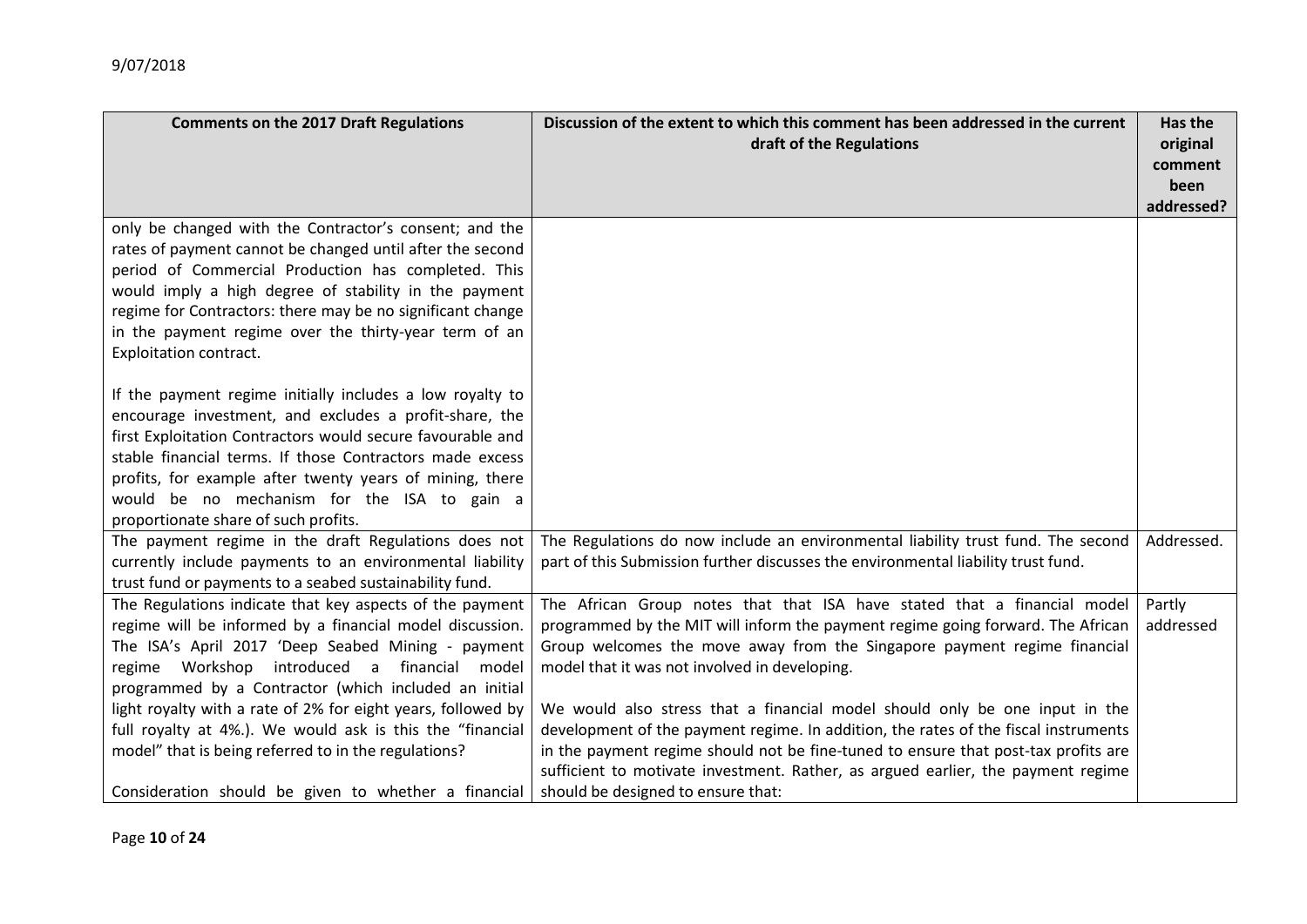| Comments on the 2017 Draft Regulations | Discussion of the extent to which this comment has been addressed in the current draft of the Regulations | Has the original comment been addressed? |
|---|---|---|
| only be changed with the Contractor's consent; and the rates of payment cannot be changed until after the second period of Commercial Production has completed. This would imply a high degree of stability in the payment regime for Contractors: there may be no significant change in the payment regime over the thirty-year term of an Exploitation contract.<br><br>If the payment regime initially includes a low royalty to encourage investment, and excludes a profit-share, the first Exploitation Contractors would secure favourable and stable financial terms. If those Contractors made excess profits, for example after twenty years of mining, there would be no mechanism for the ISA to gain a proportionate share of such profits. | | |
| The payment regime in the draft Regulations does not currently include payments to an environmental liability trust fund or payments to a seabed sustainability fund. | The Regulations do now include an environmental liability trust fund. The second part of this Submission further discusses the environmental liability trust fund. | Addressed. |
| The Regulations indicate that key aspects of the payment regime will be informed by a financial model discussion. The ISA's April 2017 'Deep Seabed Mining - payment regime Workshop introduced a financial model programmed by a Contractor (which included an initial light royalty with a rate of 2% for eight years, followed by full royalty at 4%.). We would ask is this the "financial model" that is being referred to in the regulations?<br><br>Consideration should be given to whether a financial | The African Group notes that that ISA have stated that a financial model programmed by the MIT will inform the payment regime going forward. The African Group welcomes the move away from the Singapore payment regime financial model that it was not involved in developing.<br><br>We would also stress that a financial model should only be one input in the development of the payment regime. In addition, the rates of the fiscal instruments in the payment regime should not be fine-tuned to ensure that post-tax profits are sufficient to motivate investment. Rather, as argued earlier, the payment regime should be designed to ensure that: | Partly addressed |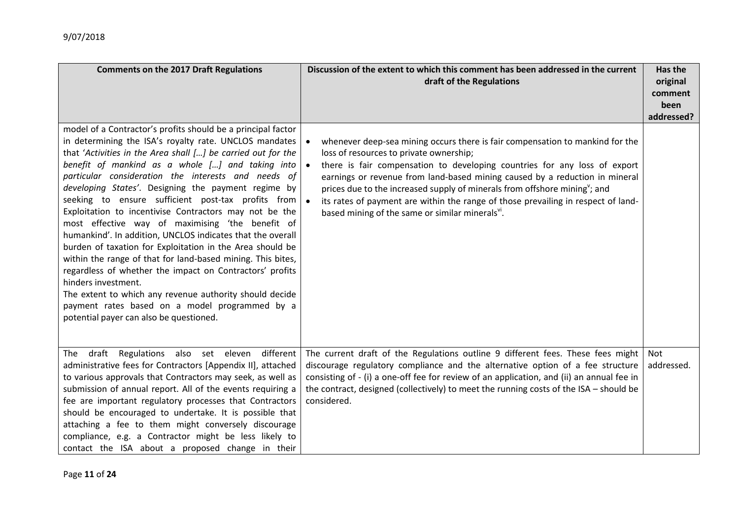| Comments on the 2017 Draft Regulations | Discussion of the extent to which this comment has been addressed in the current draft of the Regulations | Has the original comment been addressed? |
|---|---|---|
| model of a Contractor's profits should be a principal factor in determining the ISA's royalty rate. UNCLOS mandates that '*Activities in the Area shall […] be carried out for the benefit of mankind as a whole […] and taking into particular consideration the interests and needs of developing States'*. Designing the payment regime by seeking to ensure sufficient post-tax profits from Exploitation to incentivise Contractors may not be the most effective way of maximising 'the benefit of humankind'. In addition, UNCLOS indicates that the overall burden of taxation for Exploitation in the Area should be within the range of that for land-based mining. This bites, regardless of whether the impact on Contractors' profits hinders investment.<br>The extent to which any revenue authority should decide payment rates based on a model programmed by a potential payer can also be questioned. | • whenever deep-sea mining occurs there is fair compensation to mankind for the loss of resources to private ownership;<br>• there is fair compensation to developing countries for any loss of export earnings or revenue from land-based mining caused by a reduction in mineral prices due to the increased supply of minerals from offshore mining[v]; and<br>• its rates of payment are within the range of those prevailing in respect of land-based mining of the same or similar minerals[vi]. | |
| The draft Regulations also set eleven different administrative fees for Contractors [Appendix II], attached to various approvals that Contractors may seek, as well as submission of annual report. All of the events requiring a fee are important regulatory processes that Contractors should be encouraged to undertake. It is possible that attaching a fee to them might conversely discourage compliance, e.g. a Contractor might be less likely to contact the ISA about a proposed change in their | The current draft of the Regulations outline 9 different fees. These fees might discourage regulatory compliance and the alternative option of a fee structure consisting of - (i) a one-off fee for review of an application, and (ii) an annual fee in the contract, designed (collectively) to meet the running costs of the ISA – should be considered. | Not addressed. |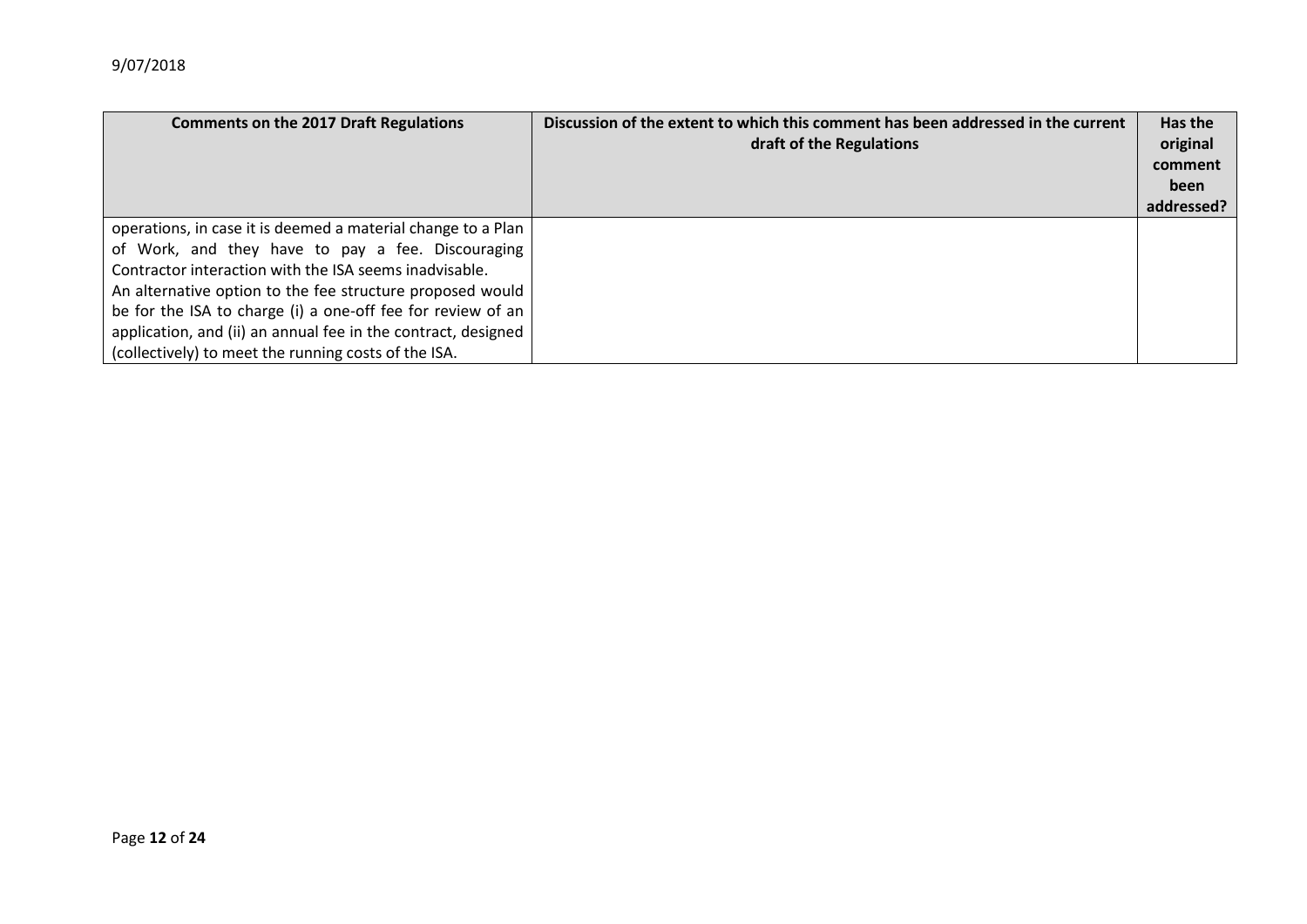| Comments on the 2017 Draft Regulations | Discussion of the extent to which this comment has been addressed in the current draft of the Regulations | Has the original comment been addressed? |
|---|---|---|
| operations, in case it is deemed a material change to a Plan of Work, and they have to pay a fee. Discouraging Contractor interaction with the ISA seems inadvisable.<br>An alternative option to the fee structure proposed would be for the ISA to charge (i) a one-off fee for review of an application, and (ii) an annual fee in the contract, designed (collectively) to meet the running costs of the ISA. | | |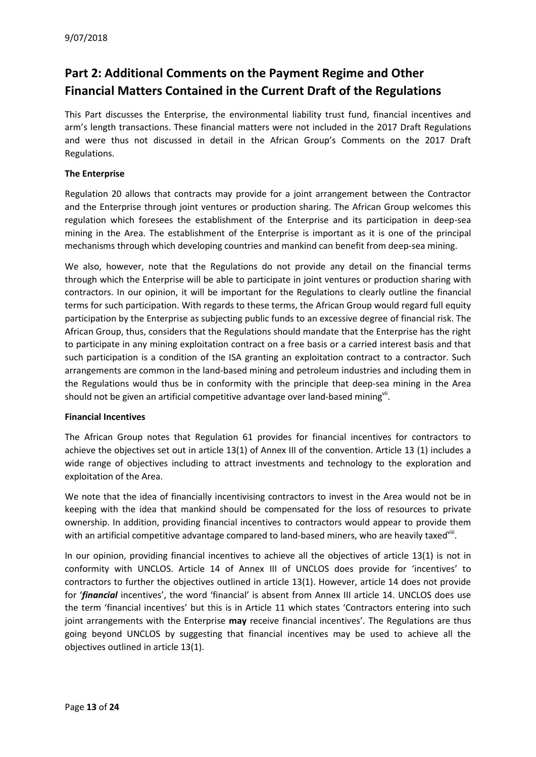# Part 2: Additional Comments on the Payment Regime and Other Financial Matters Contained in the Current Draft of the Regulations

This Part discusses the Enterprise, the environmental liability trust fund, financial incentives and arm's length transactions. These financial matters were not included in the 2017 Draft Regulations and were thus not discussed in detail in the African Group's Comments on the 2017 Draft Regulations.

**The Enterprise**

Regulation 20 allows that contracts may provide for a joint arrangement between the Contractor and the Enterprise through joint ventures or production sharing. The African Group welcomes this regulation which foresees the establishment of the Enterprise and its participation in deep-sea mining in the Area. The establishment of the Enterprise is important as it is one of the principal mechanisms through which developing countries and mankind can benefit from deep-sea mining.

We also, however, note that the Regulations do not provide any detail on the financial terms through which the Enterprise will be able to participate in joint ventures or production sharing with contractors. In our opinion, it will be important for the Regulations to clearly outline the financial terms for such participation. With regards to these terms, the African Group would regard full equity participation by the Enterprise as subjecting public funds to an excessive degree of financial risk. The African Group, thus, considers that the Regulations should mandate that the Enterprise has the right to participate in any mining exploitation contract on a free basis or a carried interest basis and that such participation is a condition of the ISA granting an exploitation contract to a contractor. Such arrangements are common in the land-based mining and petroleum industries and including them in the Regulations would thus be in conformity with the principle that deep-sea mining in the Area should not be given an artificial competitive advantage over land-based mining[vii].

**Financial Incentives**

The African Group notes that Regulation 61 provides for financial incentives for contractors to achieve the objectives set out in article 13(1) of Annex III of the convention. Article 13 (1) includes a wide range of objectives including to attract investments and technology to the exploration and exploitation of the Area.

We note that the idea of financially incentivising contractors to invest in the Area would not be in keeping with the idea that mankind should be compensated for the loss of resources to private ownership. In addition, providing financial incentives to contractors would appear to provide them with an artificial competitive advantage compared to land-based miners, who are heavily taxed[viii].

In our opinion, providing financial incentives to achieve all the objectives of article 13(1) is not in conformity with UNCLOS. Article 14 of Annex III of UNCLOS does provide for 'incentives' to contractors to further the objectives outlined in article 13(1). However, article 14 does not provide for '***financial*** incentives', the word 'financial' is absent from Annex III article 14. UNCLOS does use the term 'financial incentives' but this is in Article 11 which states 'Contractors entering into such joint arrangements with the Enterprise **may** receive financial incentives'. The Regulations are thus going beyond UNCLOS by suggesting that financial incentives may be used to achieve all the objectives outlined in article 13(1).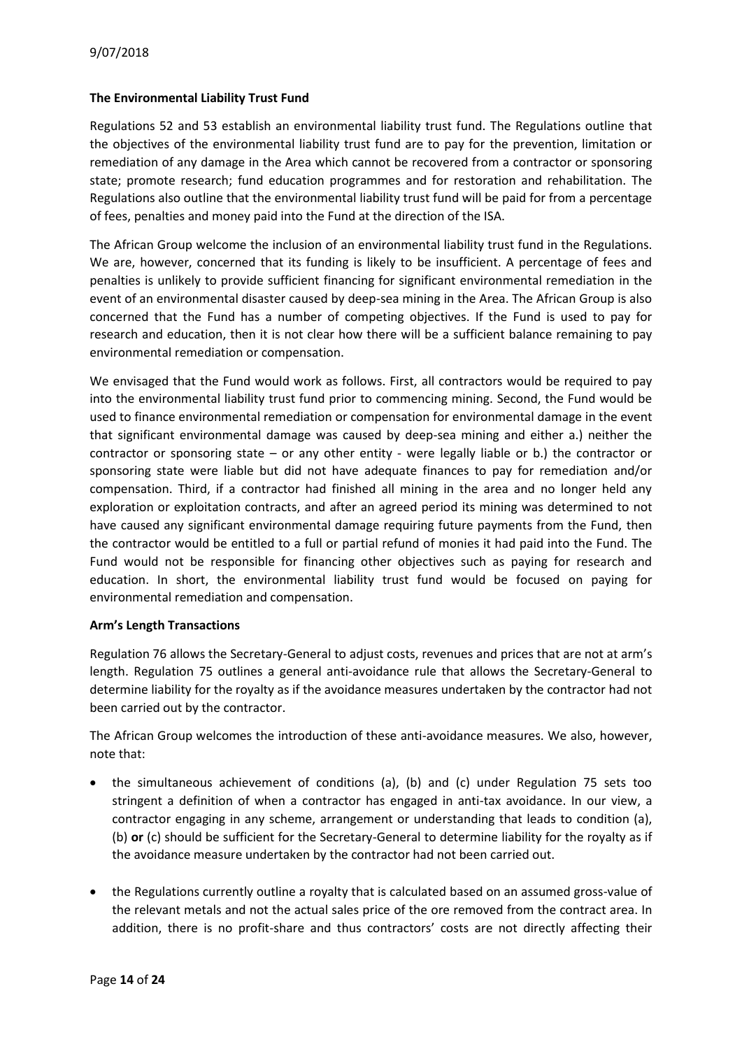### The Environmental Liability Trust Fund

Regulations 52 and 53 establish an environmental liability trust fund. The Regulations outline that the objectives of the environmental liability trust fund are to pay for the prevention, limitation or remediation of any damage in the Area which cannot be recovered from a contractor or sponsoring state; promote research; fund education programmes and for restoration and rehabilitation. The Regulations also outline that the environmental liability trust fund will be paid for from a percentage of fees, penalties and money paid into the Fund at the direction of the ISA.

The African Group welcome the inclusion of an environmental liability trust fund in the Regulations. We are, however, concerned that its funding is likely to be insufficient. A percentage of fees and penalties is unlikely to provide sufficient financing for significant environmental remediation in the event of an environmental disaster caused by deep-sea mining in the Area. The African Group is also concerned that the Fund has a number of competing objectives. If the Fund is used to pay for research and education, then it is not clear how there will be a sufficient balance remaining to pay environmental remediation or compensation.

We envisaged that the Fund would work as follows. First, all contractors would be required to pay into the environmental liability trust fund prior to commencing mining. Second, the Fund would be used to finance environmental remediation or compensation for environmental damage in the event that significant environmental damage was caused by deep-sea mining and either a.) neither the contractor or sponsoring state – or any other entity - were legally liable or b.) the contractor or sponsoring state were liable but did not have adequate finances to pay for remediation and/or compensation. Third, if a contractor had finished all mining in the area and no longer held any exploration or exploitation contracts, and after an agreed period its mining was determined to not have caused any significant environmental damage requiring future payments from the Fund, then the contractor would be entitled to a full or partial refund of monies it had paid into the Fund. The Fund would not be responsible for financing other objectives such as paying for research and education. In short, the environmental liability trust fund would be focused on paying for environmental remediation and compensation.

### Arm's Length Transactions

Regulation 76 allows the Secretary-General to adjust costs, revenues and prices that are not at arm's length. Regulation 75 outlines a general anti-avoidance rule that allows the Secretary-General to determine liability for the royalty as if the avoidance measures undertaken by the contractor had not been carried out by the contractor.

The African Group welcomes the introduction of these anti-avoidance measures. We also, however, note that:

- the simultaneous achievement of conditions (a), (b) and (c) under Regulation 75 sets too stringent a definition of when a contractor has engaged in anti-tax avoidance. In our view, a contractor engaging in any scheme, arrangement or understanding that leads to condition (a), (b) **or** (c) should be sufficient for the Secretary-General to determine liability for the royalty as if the avoidance measure undertaken by the contractor had not been carried out.

- the Regulations currently outline a royalty that is calculated based on an assumed gross-value of the relevant metals and not the actual sales price of the ore removed from the contract area. In addition, there is no profit-share and thus contractors' costs are not directly affecting their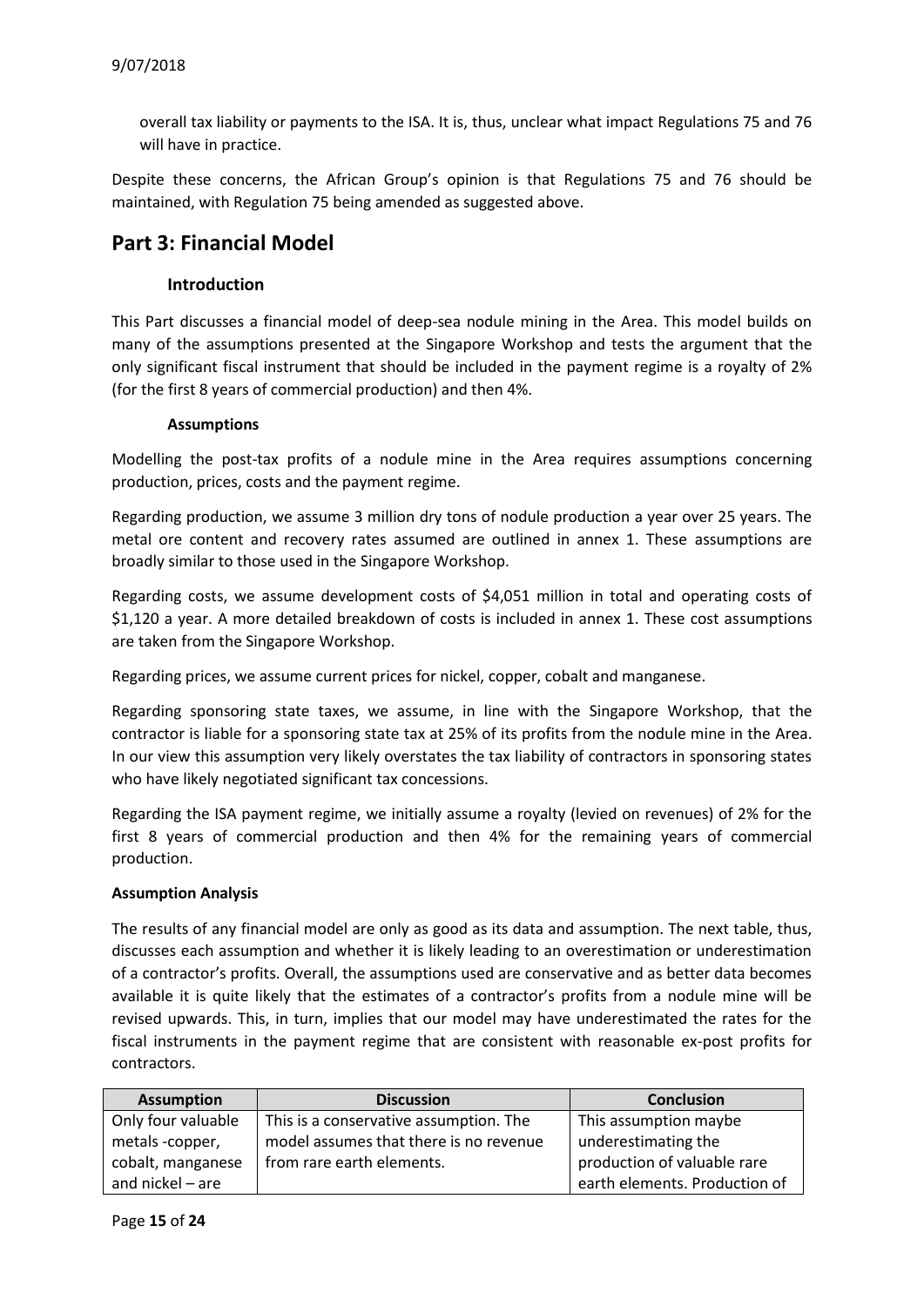overall tax liability or payments to the ISA. It is, thus, unclear what impact Regulations 75 and 76 will have in practice.

Despite these concerns, the African Group's opinion is that Regulations 75 and 76 should be maintained, with Regulation 75 being amended as suggested above.

## Part 3: Financial Model

### Introduction

This Part discusses a financial model of deep-sea nodule mining in the Area. This model builds on many of the assumptions presented at the Singapore Workshop and tests the argument that the only significant fiscal instrument that should be included in the payment regime is a royalty of 2% (for the first 8 years of commercial production) and then 4%.

### Assumptions

Modelling the post-tax profits of a nodule mine in the Area requires assumptions concerning production, prices, costs and the payment regime.

Regarding production, we assume 3 million dry tons of nodule production a year over 25 years. The metal ore content and recovery rates assumed are outlined in annex 1. These assumptions are broadly similar to those used in the Singapore Workshop.

Regarding costs, we assume development costs of $4,051 million in total and operating costs of $1,120 a year. A more detailed breakdown of costs is included in annex 1. These cost assumptions are taken from the Singapore Workshop.

Regarding prices, we assume current prices for nickel, copper, cobalt and manganese.

Regarding sponsoring state taxes, we assume, in line with the Singapore Workshop, that the contractor is liable for a sponsoring state tax at 25% of its profits from the nodule mine in the Area. In our view this assumption very likely overstates the tax liability of contractors in sponsoring states who have likely negotiated significant tax concessions.

Regarding the ISA payment regime, we initially assume a royalty (levied on revenues) of 2% for the first 8 years of commercial production and then 4% for the remaining years of commercial production.

**Assumption Analysis**

The results of any financial model are only as good as its data and assumption. The next table, thus, discusses each assumption and whether it is likely leading to an overestimation or underestimation of a contractor's profits. Overall, the assumptions used are conservative and as better data becomes available it is quite likely that the estimates of a contractor's profits from a nodule mine will be revised upwards. This, in turn, implies that our model may have underestimated the rates for the fiscal instruments in the payment regime that are consistent with reasonable ex-post profits for contractors.

| Assumption | Discussion | Conclusion |
|---|---|---|
| Only four valuable metals -copper, cobalt, manganese and nickel – are | This is a conservative assumption. The model assumes that there is no revenue from rare earth elements. | This assumption maybe underestimating the production of valuable rare earth elements. Production of |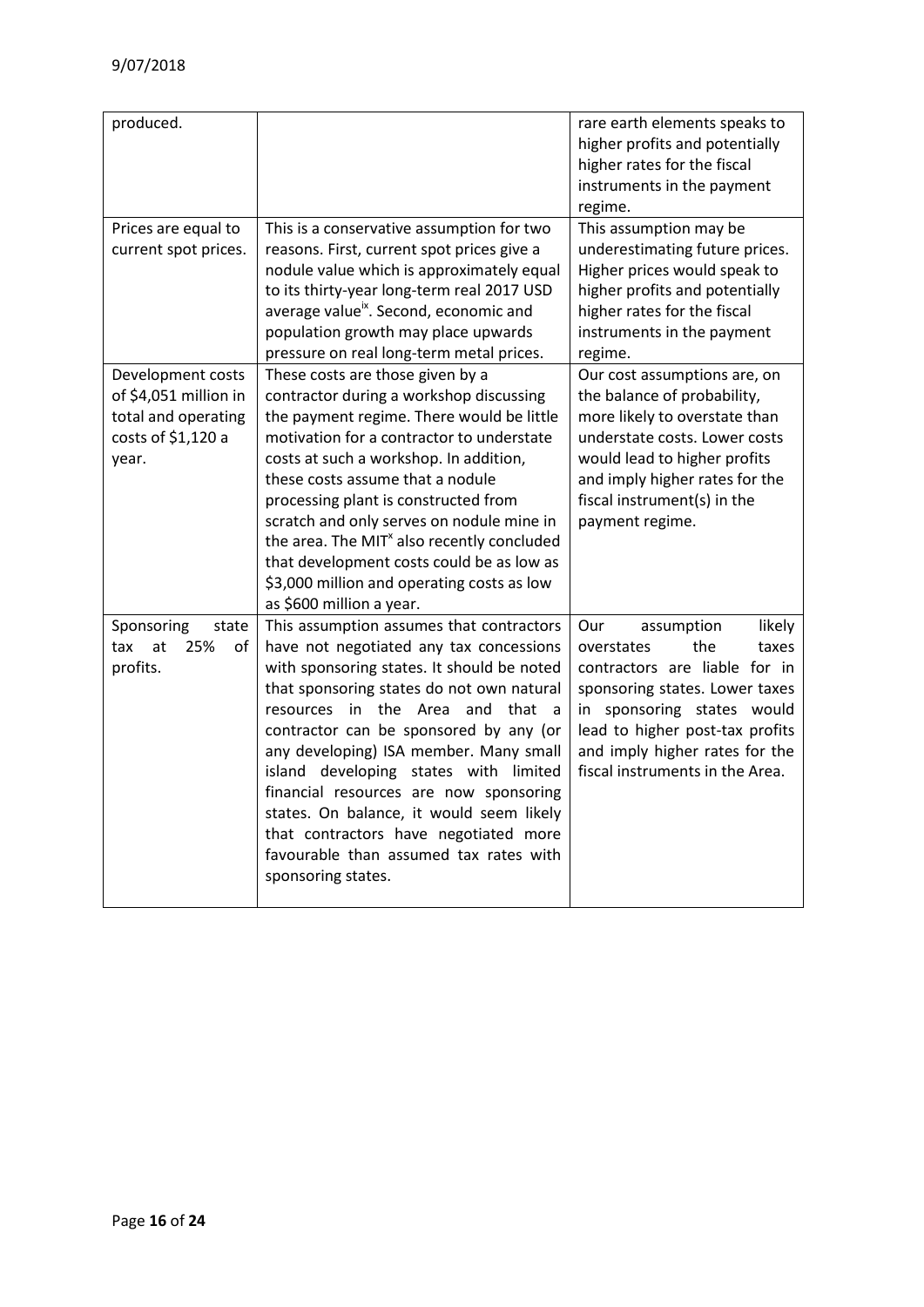| | | |
|---|---|---|
| produced. | | rare earth elements speaks to higher profits and potentially higher rates for the fiscal instruments in the payment regime. |
| Prices are equal to current spot prices. | This is a conservative assumption for two reasons. First, current spot prices give a nodule value which is approximately equal to its thirty-year long-term real 2017 USD average value[ix]. Second, economic and population growth may place upwards pressure on real long-term metal prices. | This assumption may be underestimating future prices. Higher prices would speak to higher profits and potentially higher rates for the fiscal instruments in the payment regime. |
| Development costs of $4,051 million in total and operating costs of $1,120 a year. | These costs are those given by a contractor during a workshop discussing the payment regime. There would be little motivation for a contractor to understate costs at such a workshop. In addition, these costs assume that a nodule processing plant is constructed from scratch and only serves on nodule mine in the area. The MIT[x] also recently concluded that development costs could be as low as $3,000 million and operating costs as low as $600 million a year. | Our cost assumptions are, on the balance of probability, more likely to overstate than understate costs. Lower costs would lead to higher profits and imply higher rates for the fiscal instrument(s) in the payment regime. |
| Sponsoring state tax at 25% of profits. | This assumption assumes that contractors have not negotiated any tax concessions with sponsoring states. It should be noted that sponsoring states do not own natural resources in the Area and that a contractor can be sponsored by any (or any developing) ISA member. Many small island developing states with limited financial resources are now sponsoring states. On balance, it would seem likely that contractors have negotiated more favourable than assumed tax rates with sponsoring states. | Our assumption likely overstates the taxes contractors are liable for in sponsoring states. Lower taxes in sponsoring states would lead to higher post-tax profits and imply higher rates for the fiscal instruments in the Area. |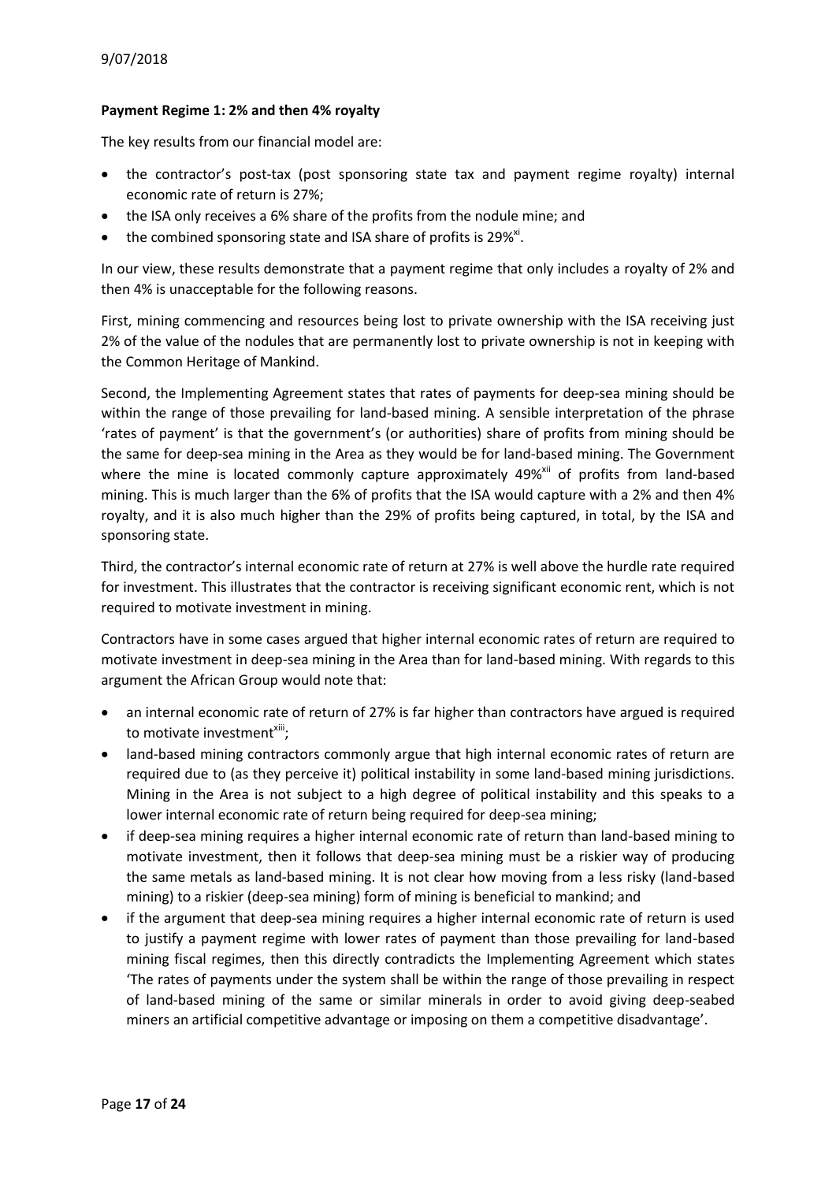**Payment Regime 1: 2% and then 4% royalty**

The key results from our financial model are:

- the contractor's post-tax (post sponsoring state tax and payment regime royalty) internal economic rate of return is 27%;
- the ISA only receives a 6% share of the profits from the nodule mine; and
- the combined sponsoring state and ISA share of profits is 29%[xi].

In our view, these results demonstrate that a payment regime that only includes a royalty of 2% and then 4% is unacceptable for the following reasons.

First, mining commencing and resources being lost to private ownership with the ISA receiving just 2% of the value of the nodules that are permanently lost to private ownership is not in keeping with the Common Heritage of Mankind.

Second, the Implementing Agreement states that rates of payments for deep-sea mining should be within the range of those prevailing for land-based mining. A sensible interpretation of the phrase 'rates of payment' is that the government's (or authorities) share of profits from mining should be the same for deep-sea mining in the Area as they would be for land-based mining. The Government where the mine is located commonly capture approximately 49%[xii] of profits from land-based mining. This is much larger than the 6% of profits that the ISA would capture with a 2% and then 4% royalty, and it is also much higher than the 29% of profits being captured, in total, by the ISA and sponsoring state.

Third, the contractor's internal economic rate of return at 27% is well above the hurdle rate required for investment. This illustrates that the contractor is receiving significant economic rent, which is not required to motivate investment in mining.

Contractors have in some cases argued that higher internal economic rates of return are required to motivate investment in deep-sea mining in the Area than for land-based mining. With regards to this argument the African Group would note that:

- an internal economic rate of return of 27% is far higher than contractors have argued is required to motivate investment[xiii];
- land-based mining contractors commonly argue that high internal economic rates of return are required due to (as they perceive it) political instability in some land-based mining jurisdictions. Mining in the Area is not subject to a high degree of political instability and this speaks to a lower internal economic rate of return being required for deep-sea mining;
- if deep-sea mining requires a higher internal economic rate of return than land-based mining to motivate investment, then it follows that deep-sea mining must be a riskier way of producing the same metals as land-based mining. It is not clear how moving from a less risky (land-based mining) to a riskier (deep-sea mining) form of mining is beneficial to mankind; and
- if the argument that deep-sea mining requires a higher internal economic rate of return is used to justify a payment regime with lower rates of payment than those prevailing for land-based mining fiscal regimes, then this directly contradicts the Implementing Agreement which states 'The rates of payments under the system shall be within the range of those prevailing in respect of land-based mining of the same or similar minerals in order to avoid giving deep-seabed miners an artificial competitive advantage or imposing on them a competitive disadvantage'.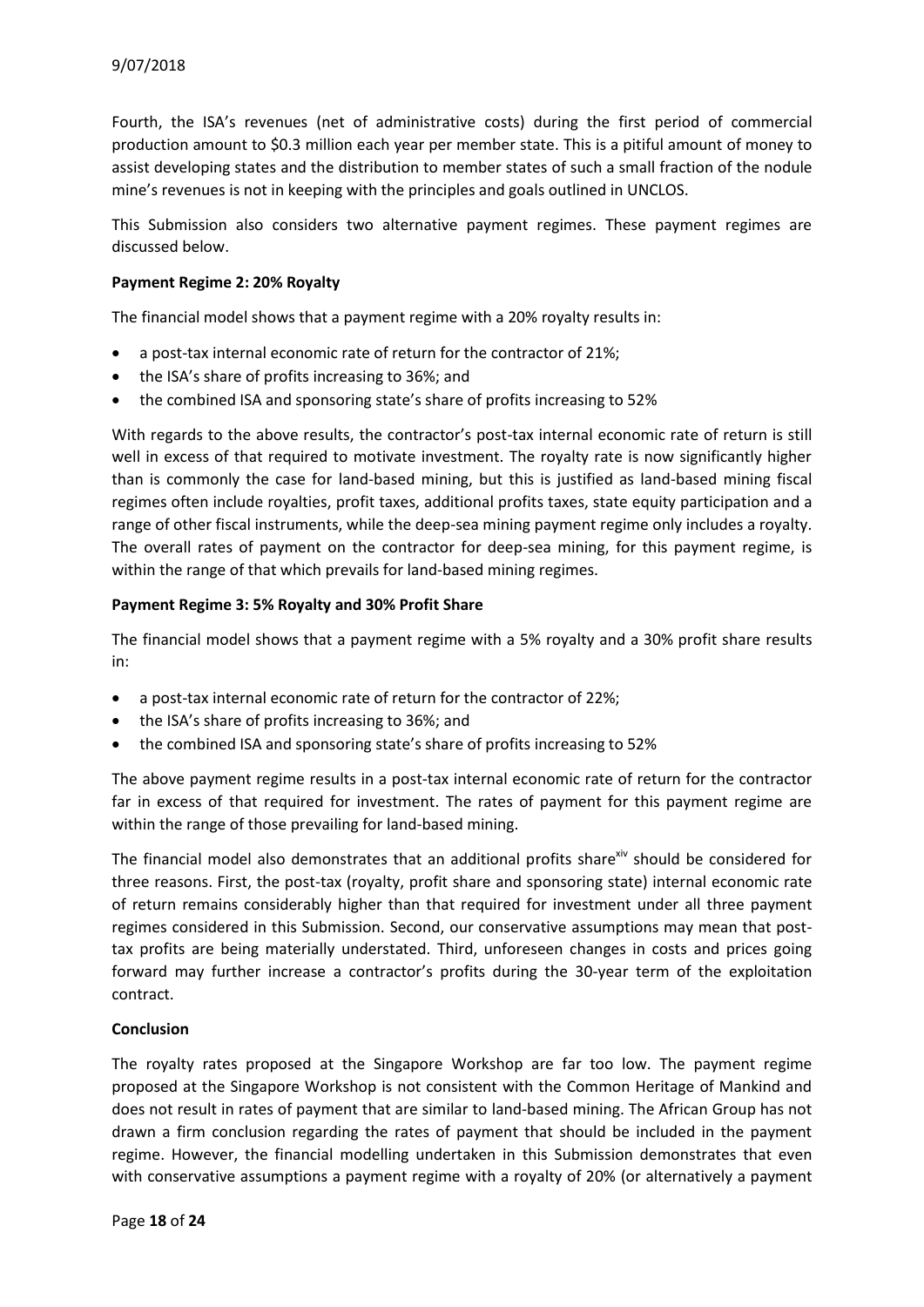Fourth, the ISA's revenues (net of administrative costs) during the first period of commercial production amount to $0.3 million each year per member state. This is a pitiful amount of money to assist developing states and the distribution to member states of such a small fraction of the nodule mine's revenues is not in keeping with the principles and goals outlined in UNCLOS.

This Submission also considers two alternative payment regimes. These payment regimes are discussed below.

**Payment Regime 2: 20% Royalty**

The financial model shows that a payment regime with a 20% royalty results in:

- a post-tax internal economic rate of return for the contractor of 21%;
- the ISA's share of profits increasing to 36%; and
- the combined ISA and sponsoring state's share of profits increasing to 52%

With regards to the above results, the contractor's post-tax internal economic rate of return is still well in excess of that required to motivate investment. The royalty rate is now significantly higher than is commonly the case for land-based mining, but this is justified as land-based mining fiscal regimes often include royalties, profit taxes, additional profits taxes, state equity participation and a range of other fiscal instruments, while the deep-sea mining payment regime only includes a royalty. The overall rates of payment on the contractor for deep-sea mining, for this payment regime, is within the range of that which prevails for land-based mining regimes.

**Payment Regime 3: 5% Royalty and 30% Profit Share**

The financial model shows that a payment regime with a 5% royalty and a 30% profit share results in:

- a post-tax internal economic rate of return for the contractor of 22%;
- the ISA's share of profits increasing to 36%; and
- the combined ISA and sponsoring state's share of profits increasing to 52%

The above payment regime results in a post-tax internal economic rate of return for the contractor far in excess of that required for investment. The rates of payment for this payment regime are within the range of those prevailing for land-based mining.

The financial model also demonstrates that an additional profits share[xiv] should be considered for three reasons. First, the post-tax (royalty, profit share and sponsoring state) internal economic rate of return remains considerably higher than that required for investment under all three payment regimes considered in this Submission. Second, our conservative assumptions may mean that post-tax profits are being materially understated. Third, unforeseen changes in costs and prices going forward may further increase a contractor's profits during the 30-year term of the exploitation contract.

**Conclusion**

The royalty rates proposed at the Singapore Workshop are far too low. The payment regime proposed at the Singapore Workshop is not consistent with the Common Heritage of Mankind and does not result in rates of payment that are similar to land-based mining. The African Group has not drawn a firm conclusion regarding the rates of payment that should be included in the payment regime. However, the financial modelling undertaken in this Submission demonstrates that even with conservative assumptions a payment regime with a royalty of 20% (or alternatively a payment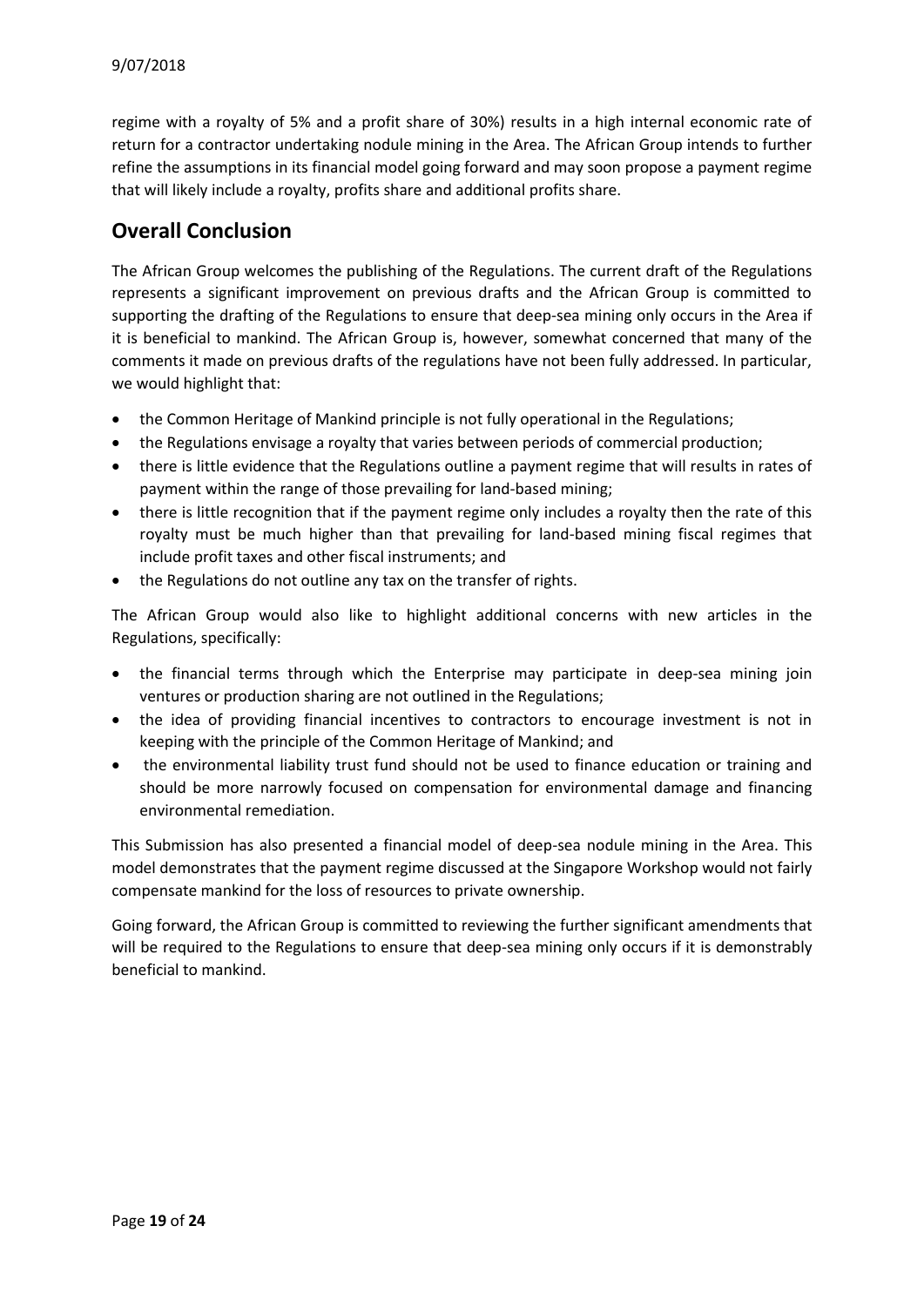regime with a royalty of 5% and a profit share of 30%) results in a high internal economic rate of return for a contractor undertaking nodule mining in the Area. The African Group intends to further refine the assumptions in its financial model going forward and may soon propose a payment regime that will likely include a royalty, profits share and additional profits share.

## Overall Conclusion

The African Group welcomes the publishing of the Regulations. The current draft of the Regulations represents a significant improvement on previous drafts and the African Group is committed to supporting the drafting of the Regulations to ensure that deep-sea mining only occurs in the Area if it is beneficial to mankind. The African Group is, however, somewhat concerned that many of the comments it made on previous drafts of the regulations have not been fully addressed. In particular, we would highlight that:

- the Common Heritage of Mankind principle is not fully operational in the Regulations;
- the Regulations envisage a royalty that varies between periods of commercial production;
- there is little evidence that the Regulations outline a payment regime that will results in rates of payment within the range of those prevailing for land-based mining;
- there is little recognition that if the payment regime only includes a royalty then the rate of this royalty must be much higher than that prevailing for land-based mining fiscal regimes that include profit taxes and other fiscal instruments; and
- the Regulations do not outline any tax on the transfer of rights.

The African Group would also like to highlight additional concerns with new articles in the Regulations, specifically:

- the financial terms through which the Enterprise may participate in deep-sea mining join ventures or production sharing are not outlined in the Regulations;
- the idea of providing financial incentives to contractors to encourage investment is not in keeping with the principle of the Common Heritage of Mankind; and
- the environmental liability trust fund should not be used to finance education or training and should be more narrowly focused on compensation for environmental damage and financing environmental remediation.

This Submission has also presented a financial model of deep-sea nodule mining in the Area. This model demonstrates that the payment regime discussed at the Singapore Workshop would not fairly compensate mankind for the loss of resources to private ownership.

Going forward, the African Group is committed to reviewing the further significant amendments that will be required to the Regulations to ensure that deep-sea mining only occurs if it is demonstrably beneficial to mankind.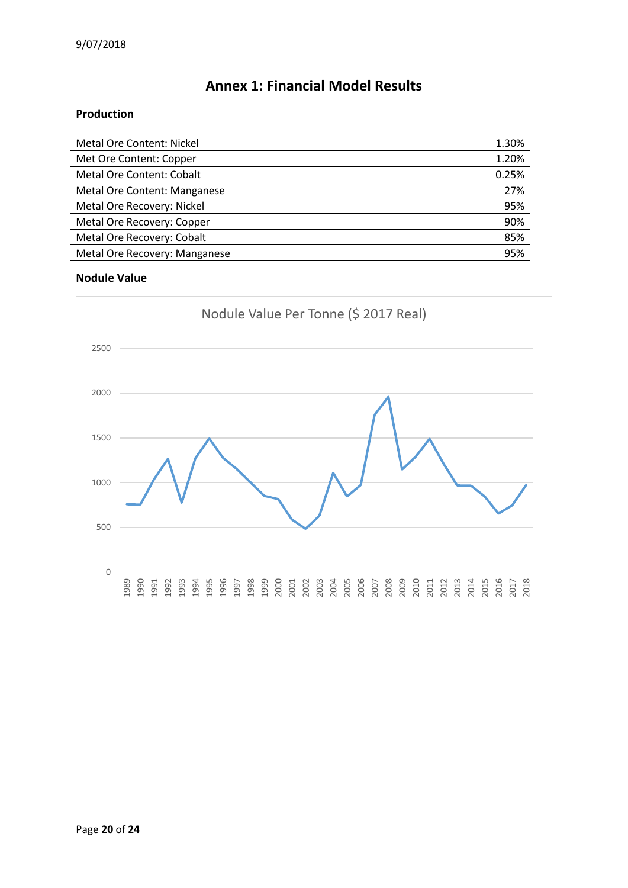# Annex 1: Financial Model Results

### Production

| | |
|---|---:|
| Metal Ore Content: Nickel | 1.30% |
| Met Ore Content: Copper | 1.20% |
| Metal Ore Content: Cobalt | 0.25% |
| Metal Ore Content: Manganese | 27% |
| Metal Ore Recovery: Nickel | 95% |
| Metal Ore Recovery: Copper | 90% |
| Metal Ore Recovery: Cobalt | 85% |
| Metal Ore Recovery: Manganese | 95% |

### Nodule Value

Nodule Value Per Tonne ($ 2017 Real)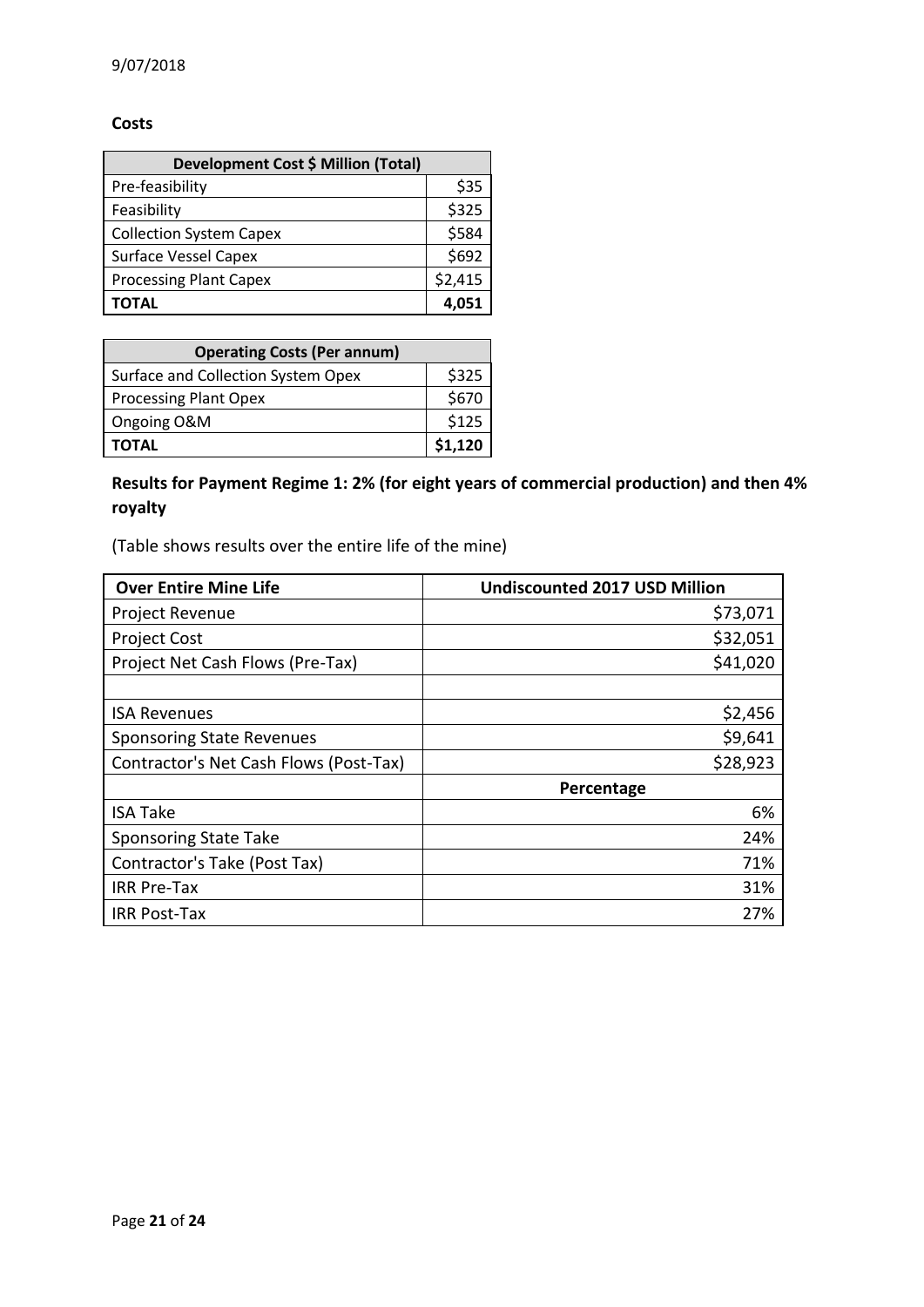9/07/2018

**Costs**

| Development Cost $ Million (Total) | |
|---|---|
| Pre-feasibility | $35 |
| Feasibility | $325 |
| Collection System Capex | $584 |
| Surface Vessel Capex | $692 |
| Processing Plant Capex | $2,415 |
| **TOTAL** | **4,051** |

| Operating Costs (Per annum) | |
|---|---|
| Surface and Collection System Opex | $325 |
| Processing Plant Opex | $670 |
| Ongoing O&M | $125 |
| **TOTAL** | **$1,120** |

**Results for Payment Regime 1: 2% (for eight years of commercial production) and then 4% royalty**

(Table shows results over the entire life of the mine)

| Over Entire Mine Life | Undiscounted 2017 USD Million |
|---|---|
| Project Revenue | $73,071 |
| Project Cost | $32,051 |
| Project Net Cash Flows (Pre-Tax) | $41,020 |
| | |
| ISA Revenues | $2,456 |
| Sponsoring State Revenues | $9,641 |
| Contractor's Net Cash Flows (Post-Tax) | $28,923 |
| | **Percentage** |
| ISA Take | 6% |
| Sponsoring State Take | 24% |
| Contractor's Take (Post Tax) | 71% |
| IRR Pre-Tax | 31% |
| IRR Post-Tax | 27% |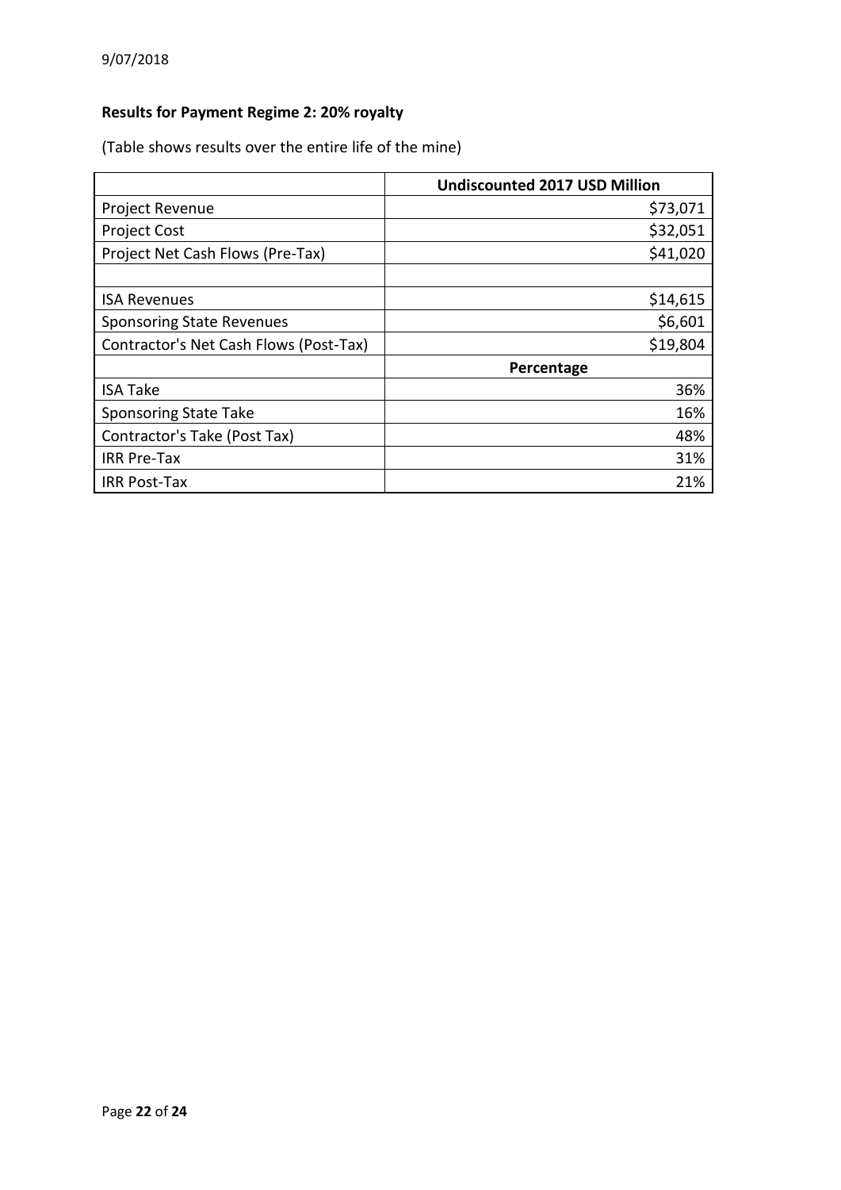**Results for Payment Regime 2: 20% royalty**

(Table shows results over the entire life of the mine)

| | Undiscounted 2017 USD Million |
|---|---|
| Project Revenue | $73,071 |
| Project Cost | $32,051 |
| Project Net Cash Flows (Pre-Tax) | $41,020 |
| | |
| ISA Revenues | $14,615 |
| Sponsoring State Revenues | $6,601 |
| Contractor's Net Cash Flows (Post-Tax) | $19,804 |
| | **Percentage** |
| ISA Take | 36% |
| Sponsoring State Take | 16% |
| Contractor's Take (Post Tax) | 48% |
| IRR Pre-Tax | 31% |
| IRR Post-Tax | 21% |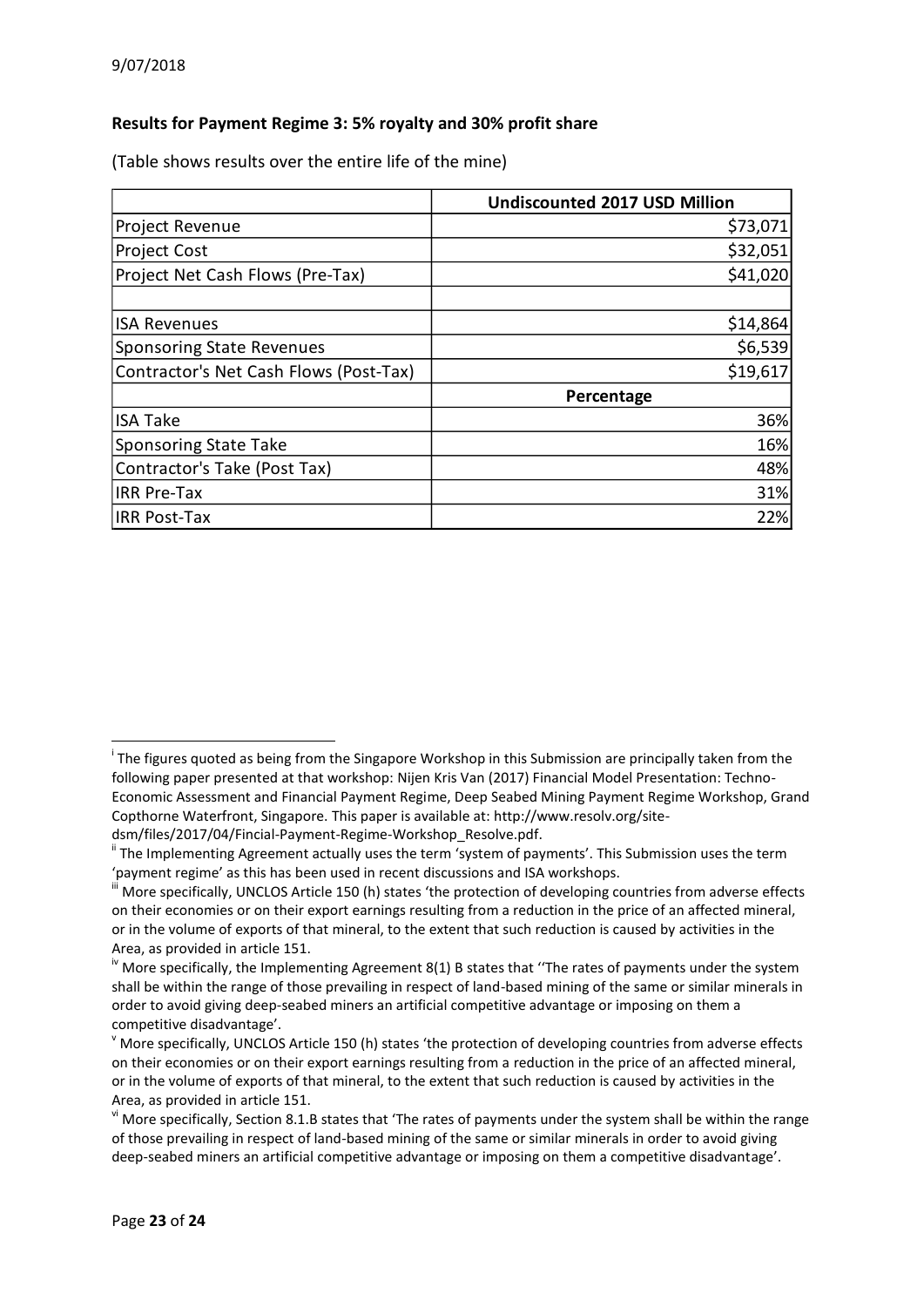9/07/2018

**Results for Payment Regime 3: 5% royalty and 30% profit share**

(Table shows results over the entire life of the mine)

| | Undiscounted 2017 USD Million |
|---|---|
| Project Revenue | $73,071 |
| Project Cost | $32,051 |
| Project Net Cash Flows (Pre-Tax) | $41,020 |
| | |
| ISA Revenues | $14,864 |
| Sponsoring State Revenues | $6,539 |
| Contractor's Net Cash Flows (Post-Tax) | $19,617 |
| | **Percentage** |
| ISA Take | 36% |
| Sponsoring State Take | 16% |
| Contractor's Take (Post Tax) | 48% |
| IRR Pre-Tax | 31% |
| IRR Post-Tax | 22% |

---

[i] The figures quoted as being from the Singapore Workshop in this Submission are principally taken from the following paper presented at that workshop: Nijen Kris Van (2017) Financial Model Presentation: Techno-Economic Assessment and Financial Payment Regime, Deep Seabed Mining Payment Regime Workshop, Grand Copthorne Waterfront, Singapore. This paper is available at: http://www.resolv.org/site-dsm/files/2017/04/Fincial-Payment-Regime-Workshop_Resolve.pdf.

[ii] The Implementing Agreement actually uses the term 'system of payments'. This Submission uses the term 'payment regime' as this has been used in recent discussions and ISA workshops.

[iii] More specifically, UNCLOS Article 150 (h) states 'the protection of developing countries from adverse effects on their economies or on their export earnings resulting from a reduction in the price of an affected mineral, or in the volume of exports of that mineral, to the extent that such reduction is caused by activities in the Area, as provided in article 151.

[iv] More specifically, the Implementing Agreement 8(1) B states that ''The rates of payments under the system shall be within the range of those prevailing in respect of land-based mining of the same or similar minerals in order to avoid giving deep-seabed miners an artificial competitive advantage or imposing on them a competitive disadvantage'.

[v] More specifically, UNCLOS Article 150 (h) states 'the protection of developing countries from adverse effects on their economies or on their export earnings resulting from a reduction in the price of an affected mineral, or in the volume of exports of that mineral, to the extent that such reduction is caused by activities in the Area, as provided in article 151.

[vi] More specifically, Section 8.1.B states that 'The rates of payments under the system shall be within the range of those prevailing in respect of land-based mining of the same or similar minerals in order to avoid giving deep-seabed miners an artificial competitive advantage or imposing on them a competitive disadvantage'.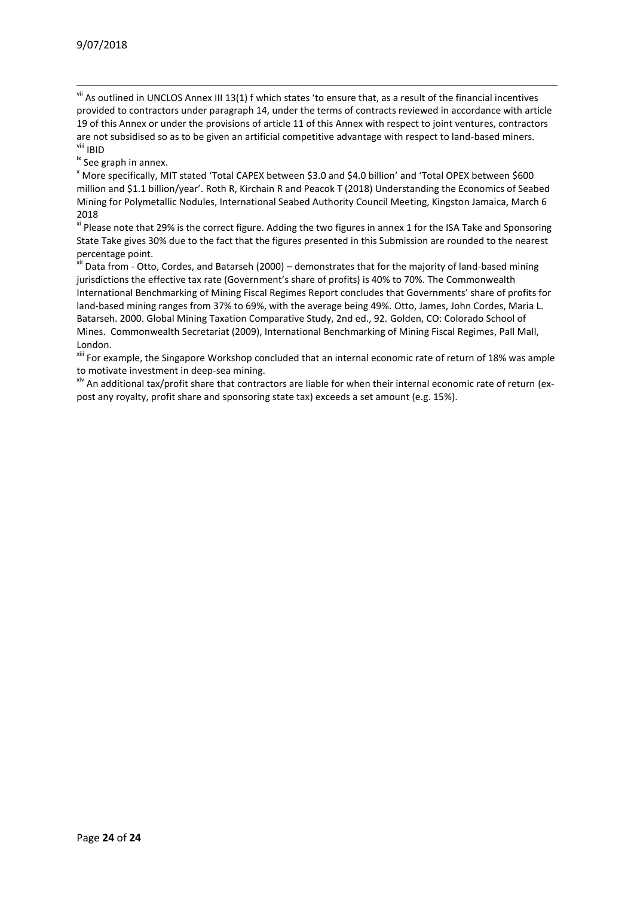[vii] As outlined in UNCLOS Annex III 13(1) f which states 'to ensure that, as a result of the financial incentives provided to contractors under paragraph 14, under the terms of contracts reviewed in accordance with article 19 of this Annex or under the provisions of article 11 of this Annex with respect to joint ventures, contractors are not subsidised so as to be given an artificial competitive advantage with respect to land-based miners.

[viii] IBID

[ix] See graph in annex.

[x] More specifically, MIT stated 'Total CAPEX between $3.0 and $4.0 billion' and 'Total OPEX between $600 million and $1.1 billion/year'. Roth R, Kirchain R and Peacok T (2018) Understanding the Economics of Seabed Mining for Polymetallic Nodules, International Seabed Authority Council Meeting, Kingston Jamaica, March 6 2018

[xi] Please note that 29% is the correct figure. Adding the two figures in annex 1 for the ISA Take and Sponsoring State Take gives 30% due to the fact that the figures presented in this Submission are rounded to the nearest percentage point.

[xii] Data from - Otto, Cordes, and Batarseh (2000) – demonstrates that for the majority of land-based mining jurisdictions the effective tax rate (Government's share of profits) is 40% to 70%. The Commonwealth International Benchmarking of Mining Fiscal Regimes Report concludes that Governments' share of profits for land-based mining ranges from 37% to 69%, with the average being 49%. Otto, James, John Cordes, Maria L. Batarseh. 2000. Global Mining Taxation Comparative Study, 2nd ed., 92. Golden, CO: Colorado School of Mines. Commonwealth Secretariat (2009), International Benchmarking of Mining Fiscal Regimes, Pall Mall, London.

[xiii] For example, the Singapore Workshop concluded that an internal economic rate of return of 18% was ample to motivate investment in deep-sea mining.

[xiv] An additional tax/profit share that contractors are liable for when their internal economic rate of return (ex-post any royalty, profit share and sponsoring state tax) exceeds a set amount (e.g. 15%).